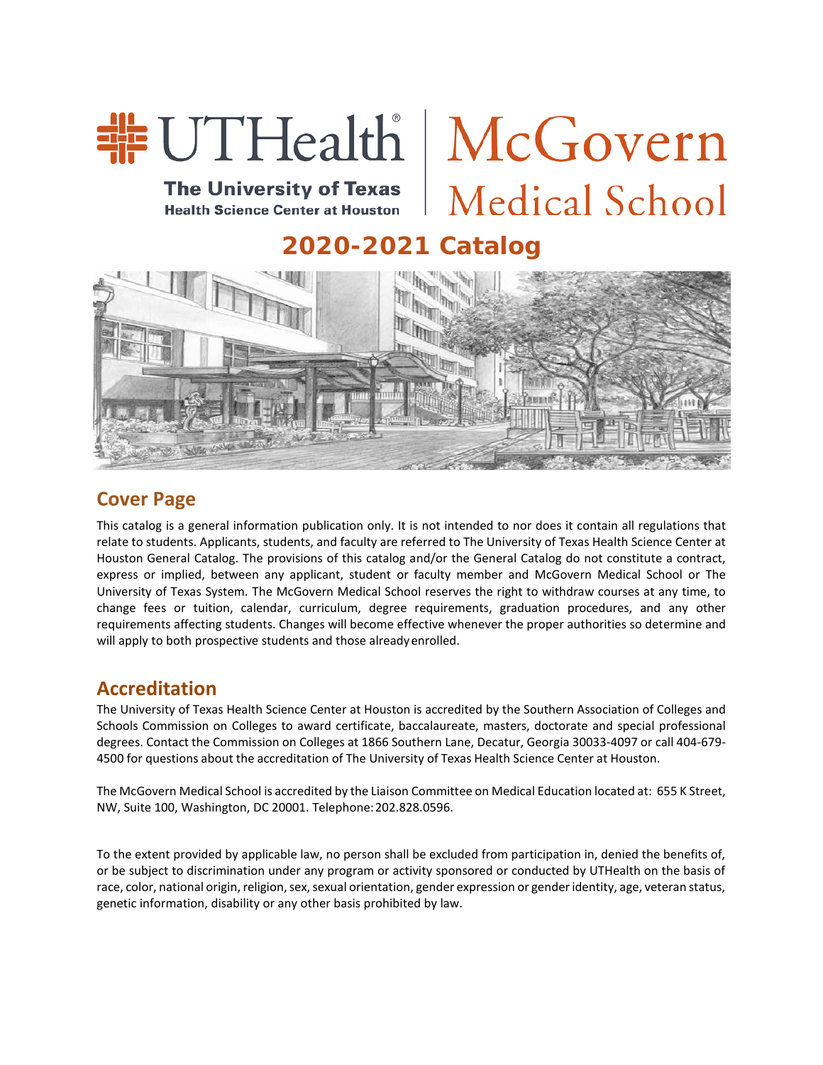UTHealth® The University of Texas Health Science Center at Houston | McGovern Medical School

# 2020-2021 Catalog

## Cover Page

This catalog is a general information publication only. It is not intended to nor does it contain all regulations that relate to students. Applicants, students, and faculty are referred to The University of Texas Health Science Center at Houston General Catalog. The provisions of this catalog and/or the General Catalog do not constitute a contract, express or implied, between any applicant, student or faculty member and McGovern Medical School or The University of Texas System. The McGovern Medical School reserves the right to withdraw courses at any time, to change fees or tuition, calendar, curriculum, degree requirements, graduation procedures, and any other requirements affecting students. Changes will become effective whenever the proper authorities so determine and will apply to both prospective students and those already enrolled.

## Accreditation

The University of Texas Health Science Center at Houston is accredited by the Southern Association of Colleges and Schools Commission on Colleges to award certificate, baccalaureate, masters, doctorate and special professional degrees. Contact the Commission on Colleges at 1866 Southern Lane, Decatur, Georgia 30033-4097 or call 404-679-4500 for questions about the accreditation of The University of Texas Health Science Center at Houston.

The McGovern Medical School is accredited by the Liaison Committee on Medical Education located at: 655 K Street, NW, Suite 100, Washington, DC 20001. Telephone: 202.828.0596.

To the extent provided by applicable law, no person shall be excluded from participation in, denied the benefits of, or be subject to discrimination under any program or activity sponsored or conducted by UTHealth on the basis of race, color, national origin, religion, sex, sexual orientation, gender expression or gender identity, age, veteran status, genetic information, disability or any other basis prohibited by law.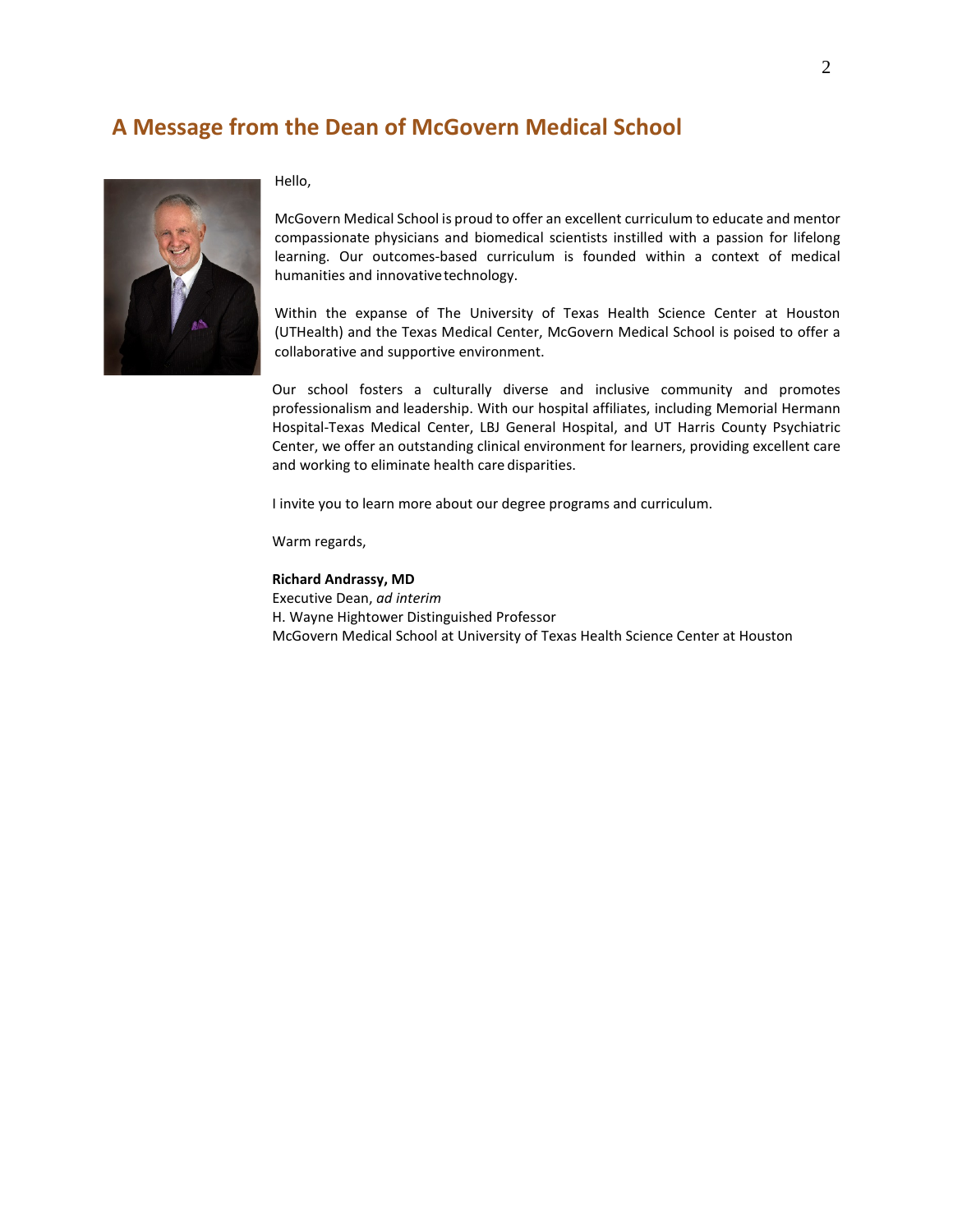## A Message from the Dean of McGovern Medical School

Hello,

McGovern Medical School is proud to offer an excellent curriculum to educate and mentor compassionate physicians and biomedical scientists instilled with a passion for lifelong learning. Our outcomes-based curriculum is founded within a context of medical humanities and innovative technology.

Within the expanse of The University of Texas Health Science Center at Houston (UTHealth) and the Texas Medical Center, McGovern Medical School is poised to offer a collaborative and supportive environment.

Our school fosters a culturally diverse and inclusive community and promotes professionalism and leadership. With our hospital affiliates, including Memorial Hermann Hospital-Texas Medical Center, LBJ General Hospital, and UT Harris County Psychiatric Center, we offer an outstanding clinical environment for learners, providing excellent care and working to eliminate health care disparities.

I invite you to learn more about our degree programs and curriculum.

Warm regards,

**Richard Andrassy, MD**
Executive Dean, *ad interim*
H. Wayne Hightower Distinguished Professor
McGovern Medical School at University of Texas Health Science Center at Houston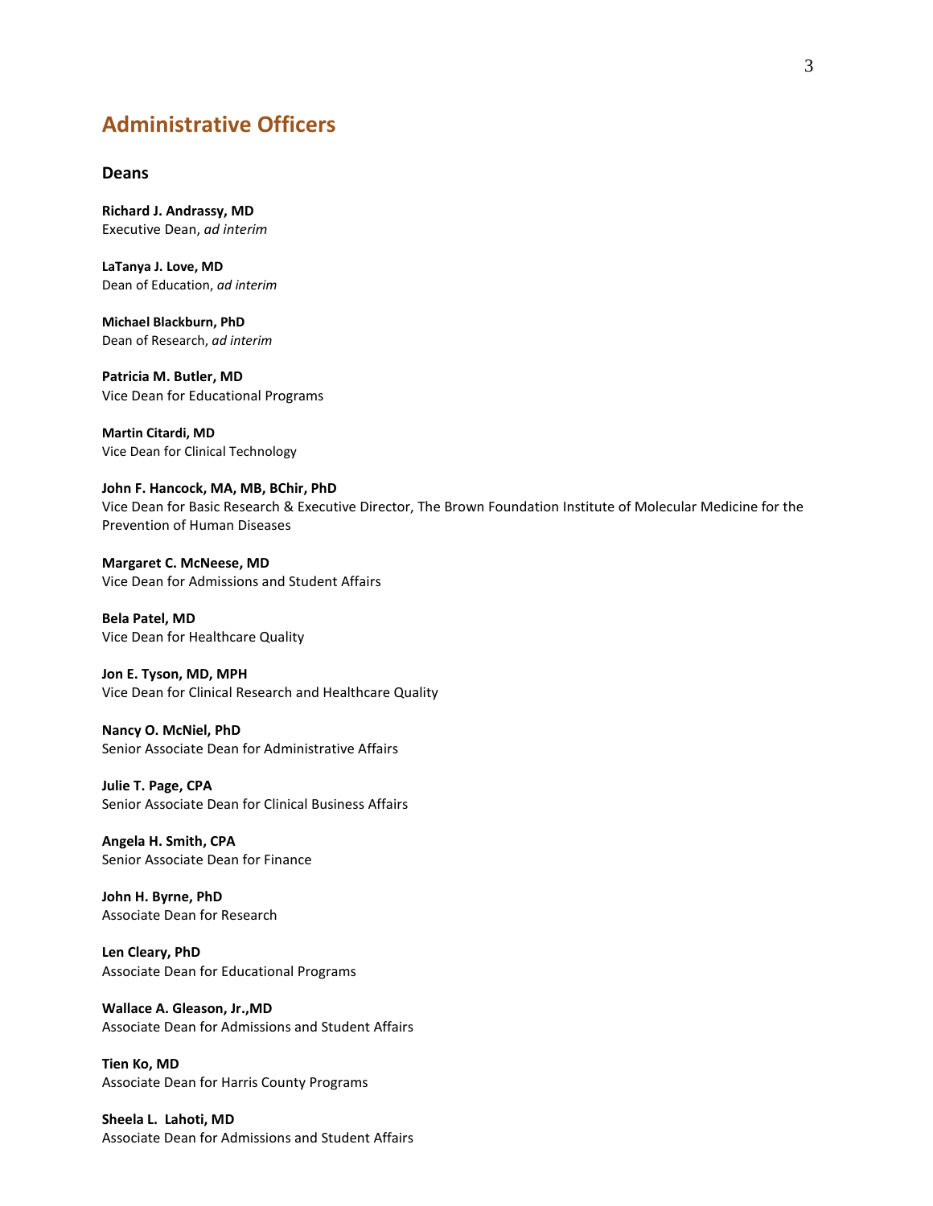# Administrative Officers

## Deans

**Richard J. Andrassy, MD**
Executive Dean, *ad interim*

**LaTanya J. Love, MD**
Dean of Education, *ad interim*

**Michael Blackburn, PhD**
Dean of Research, *ad interim*

**Patricia M. Butler, MD**
Vice Dean for Educational Programs

**Martin Citardi, MD**
Vice Dean for Clinical Technology

**John F. Hancock, MA, MB, BChir, PhD**
Vice Dean for Basic Research & Executive Director, The Brown Foundation Institute of Molecular Medicine for the Prevention of Human Diseases

**Margaret C. McNeese, MD**
Vice Dean for Admissions and Student Affairs

**Bela Patel, MD**
Vice Dean for Healthcare Quality

**Jon E. Tyson, MD, MPH**
Vice Dean for Clinical Research and Healthcare Quality

**Nancy O. McNiel, PhD**
Senior Associate Dean for Administrative Affairs

**Julie T. Page, CPA**
Senior Associate Dean for Clinical Business Affairs

**Angela H. Smith, CPA**
Senior Associate Dean for Finance

**John H. Byrne, PhD**
Associate Dean for Research

**Len Cleary, PhD**
Associate Dean for Educational Programs

**Wallace A. Gleason, Jr.,MD**
Associate Dean for Admissions and Student Affairs

**Tien Ko, MD**
Associate Dean for Harris County Programs

**Sheela L. Lahoti, MD**
Associate Dean for Admissions and Student Affairs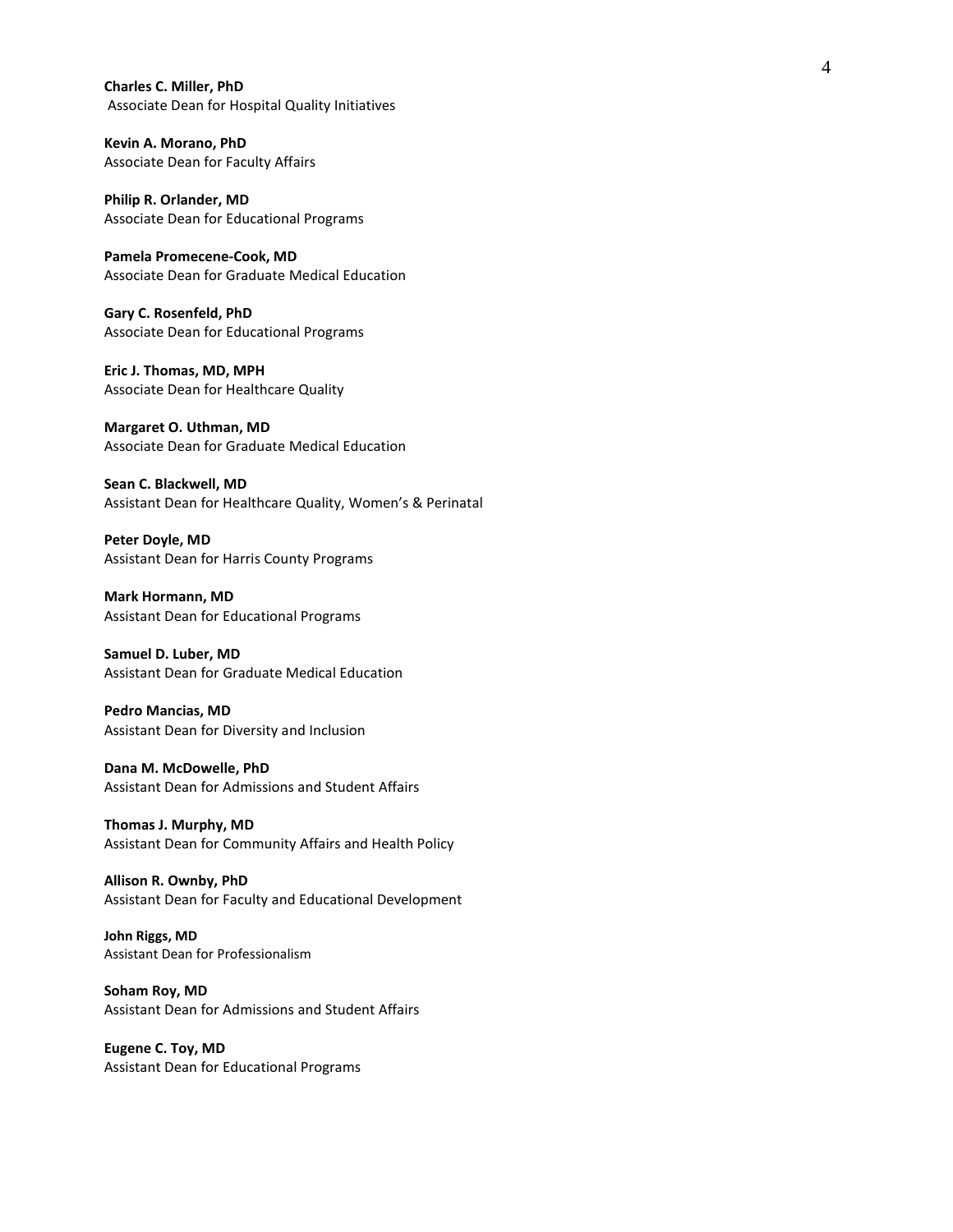**Charles C. Miller, PhD**
Associate Dean for Hospital Quality Initiatives

**Kevin A. Morano, PhD**
Associate Dean for Faculty Affairs

**Philip R. Orlander, MD**
Associate Dean for Educational Programs

**Pamela Promecene-Cook, MD**
Associate Dean for Graduate Medical Education

**Gary C. Rosenfeld, PhD**
Associate Dean for Educational Programs

**Eric J. Thomas, MD, MPH**
Associate Dean for Healthcare Quality

**Margaret O. Uthman, MD**
Associate Dean for Graduate Medical Education

**Sean C. Blackwell, MD**
Assistant Dean for Healthcare Quality, Women's & Perinatal

**Peter Doyle, MD**
Assistant Dean for Harris County Programs

**Mark Hormann, MD**
Assistant Dean for Educational Programs

**Samuel D. Luber, MD**
Assistant Dean for Graduate Medical Education

**Pedro Mancias, MD**
Assistant Dean for Diversity and Inclusion

**Dana M. McDowelle, PhD**
Assistant Dean for Admissions and Student Affairs

**Thomas J. Murphy, MD**
Assistant Dean for Community Affairs and Health Policy

**Allison R. Ownby, PhD**
Assistant Dean for Faculty and Educational Development

**John Riggs, MD**
Assistant Dean for Professionalism

**Soham Roy, MD**
Assistant Dean for Admissions and Student Affairs

**Eugene C. Toy, MD**
Assistant Dean for Educational Programs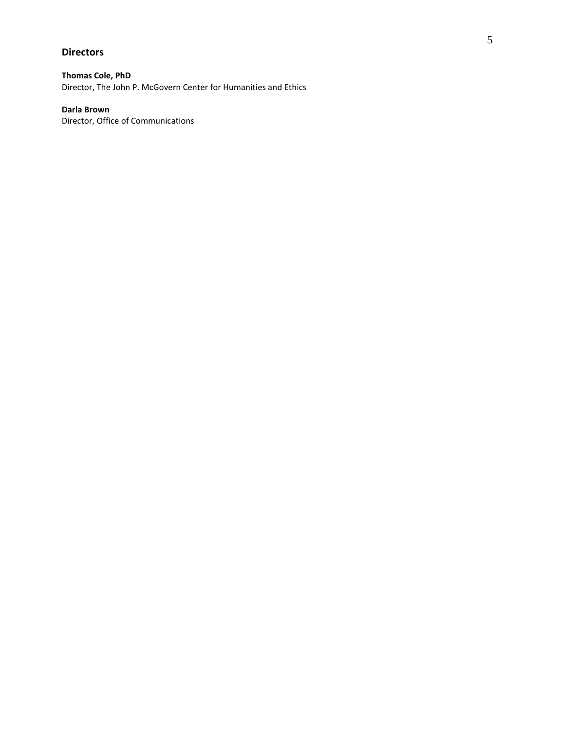## Directors

**Thomas Cole, PhD**
Director, The John P. McGovern Center for Humanities and Ethics

**Darla Brown**
Director, Office of Communications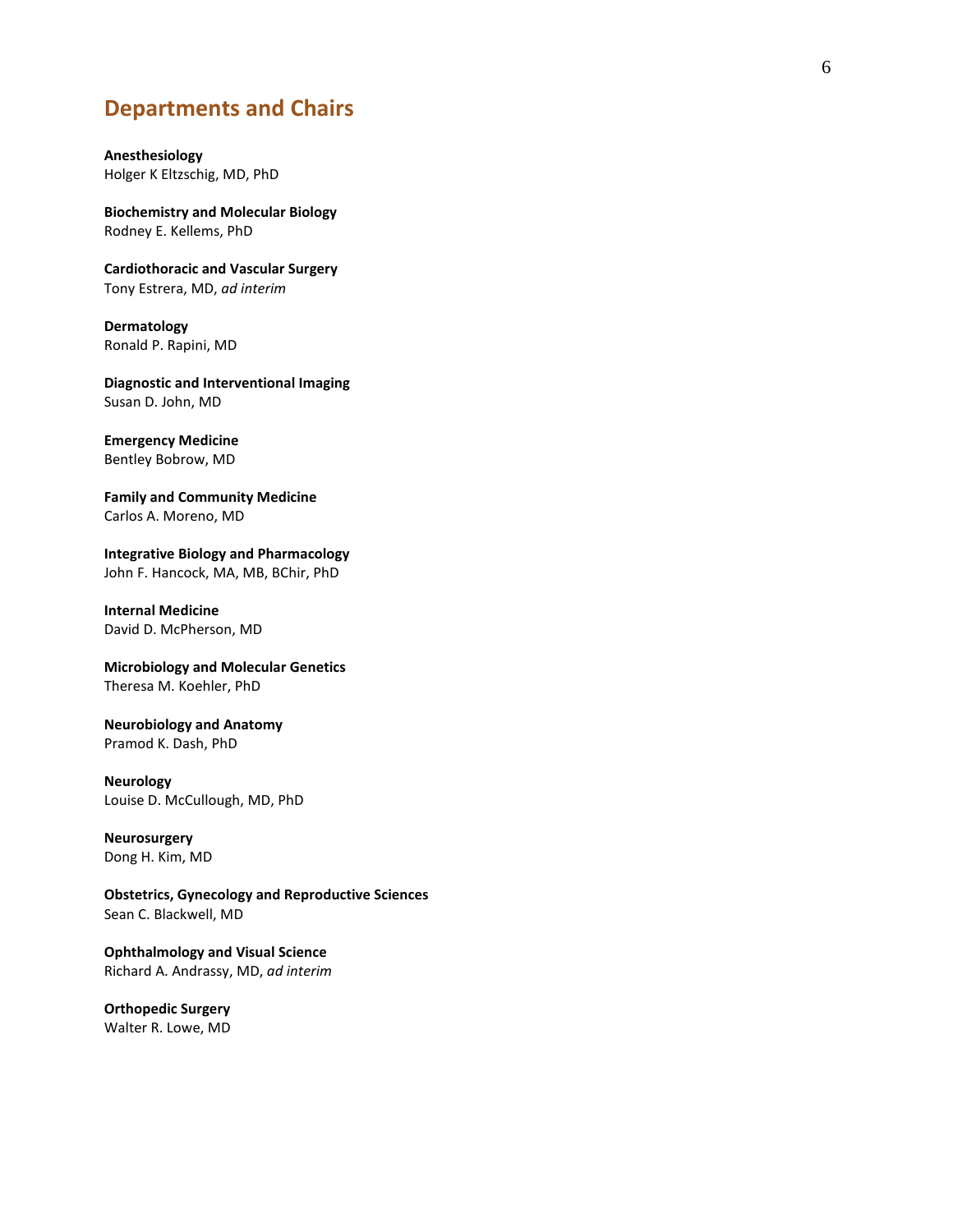## Departments and Chairs

**Anesthesiology**
Holger K Eltzschig, MD, PhD

**Biochemistry and Molecular Biology**
Rodney E. Kellems, PhD

**Cardiothoracic and Vascular Surgery**
Tony Estrera, MD, *ad interim*

**Dermatology**
Ronald P. Rapini, MD

**Diagnostic and Interventional Imaging**
Susan D. John, MD

**Emergency Medicine**
Bentley Bobrow, MD

**Family and Community Medicine**
Carlos A. Moreno, MD

**Integrative Biology and Pharmacology**
John F. Hancock, MA, MB, BChir, PhD

**Internal Medicine**
David D. McPherson, MD

**Microbiology and Molecular Genetics**
Theresa M. Koehler, PhD

**Neurobiology and Anatomy**
Pramod K. Dash, PhD

**Neurology**
Louise D. McCullough, MD, PhD

**Neurosurgery**
Dong H. Kim, MD

**Obstetrics, Gynecology and Reproductive Sciences**
Sean C. Blackwell, MD

**Ophthalmology and Visual Science**
Richard A. Andrassy, MD, *ad interim*

**Orthopedic Surgery**
Walter R. Lowe, MD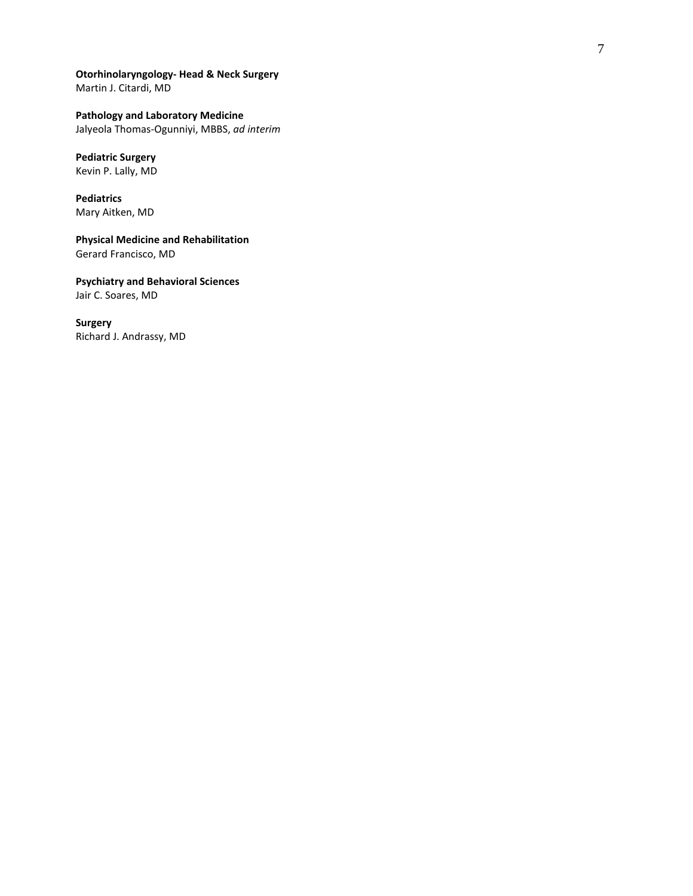**Otorhinolaryngology- Head & Neck Surgery**
Martin J. Citardi, MD

**Pathology and Laboratory Medicine**
Jalyeola Thomas-Ogunniyi, MBBS, *ad interim*

**Pediatric Surgery**
Kevin P. Lally, MD

**Pediatrics**
Mary Aitken, MD

**Physical Medicine and Rehabilitation**
Gerard Francisco, MD

**Psychiatry and Behavioral Sciences**
Jair C. Soares, MD

**Surgery**
Richard J. Andrassy, MD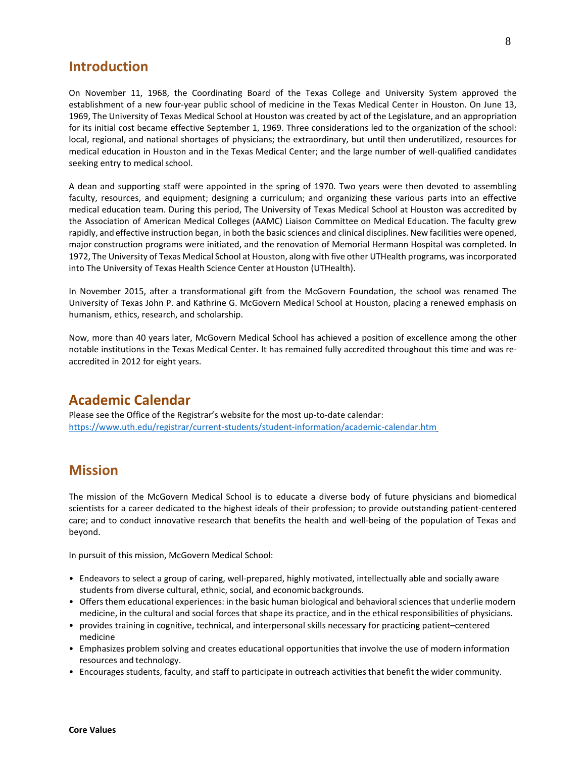## Introduction

On November 11, 1968, the Coordinating Board of the Texas College and University System approved the establishment of a new four-year public school of medicine in the Texas Medical Center in Houston. On June 13, 1969, The University of Texas Medical School at Houston was created by act of the Legislature, and an appropriation for its initial cost became effective September 1, 1969. Three considerations led to the organization of the school: local, regional, and national shortages of physicians; the extraordinary, but until then underutilized, resources for medical education in Houston and in the Texas Medical Center; and the large number of well-qualified candidates seeking entry to medical school.

A dean and supporting staff were appointed in the spring of 1970. Two years were then devoted to assembling faculty, resources, and equipment; designing a curriculum; and organizing these various parts into an effective medical education team. During this period, The University of Texas Medical School at Houston was accredited by the Association of American Medical Colleges (AAMC) Liaison Committee on Medical Education. The faculty grew rapidly, and effective instruction began, in both the basic sciences and clinical disciplines. New facilities were opened, major construction programs were initiated, and the renovation of Memorial Hermann Hospital was completed. In 1972, The University of Texas Medical School at Houston, along with five other UTHealth programs, was incorporated into The University of Texas Health Science Center at Houston (UTHealth).

In November 2015, after a transformational gift from the McGovern Foundation, the school was renamed The University of Texas John P. and Kathrine G. McGovern Medical School at Houston, placing a renewed emphasis on humanism, ethics, research, and scholarship.

Now, more than 40 years later, McGovern Medical School has achieved a position of excellence among the other notable institutions in the Texas Medical Center. It has remained fully accredited throughout this time and was re-accredited in 2012 for eight years.

## Academic Calendar

Please see the Office of the Registrar's website for the most up-to-date calendar:
https://www.uth.edu/registrar/current-students/student-information/academic-calendar.htm

## Mission

The mission of the McGovern Medical School is to educate a diverse body of future physicians and biomedical scientists for a career dedicated to the highest ideals of their profession; to provide outstanding patient-centered care; and to conduct innovative research that benefits the health and well-being of the population of Texas and beyond.

In pursuit of this mission, McGovern Medical School:

- Endeavors to select a group of caring, well-prepared, highly motivated, intellectually able and socially aware students from diverse cultural, ethnic, social, and economic backgrounds.
- Offers them educational experiences: in the basic human biological and behavioral sciences that underlie modern medicine, in the cultural and social forces that shape its practice, and in the ethical responsibilities of physicians.
- provides training in cognitive, technical, and interpersonal skills necessary for practicing patient–centered medicine
- Emphasizes problem solving and creates educational opportunities that involve the use of modern information resources and technology.
- Encourages students, faculty, and staff to participate in outreach activities that benefit the wider community.

**Core Values**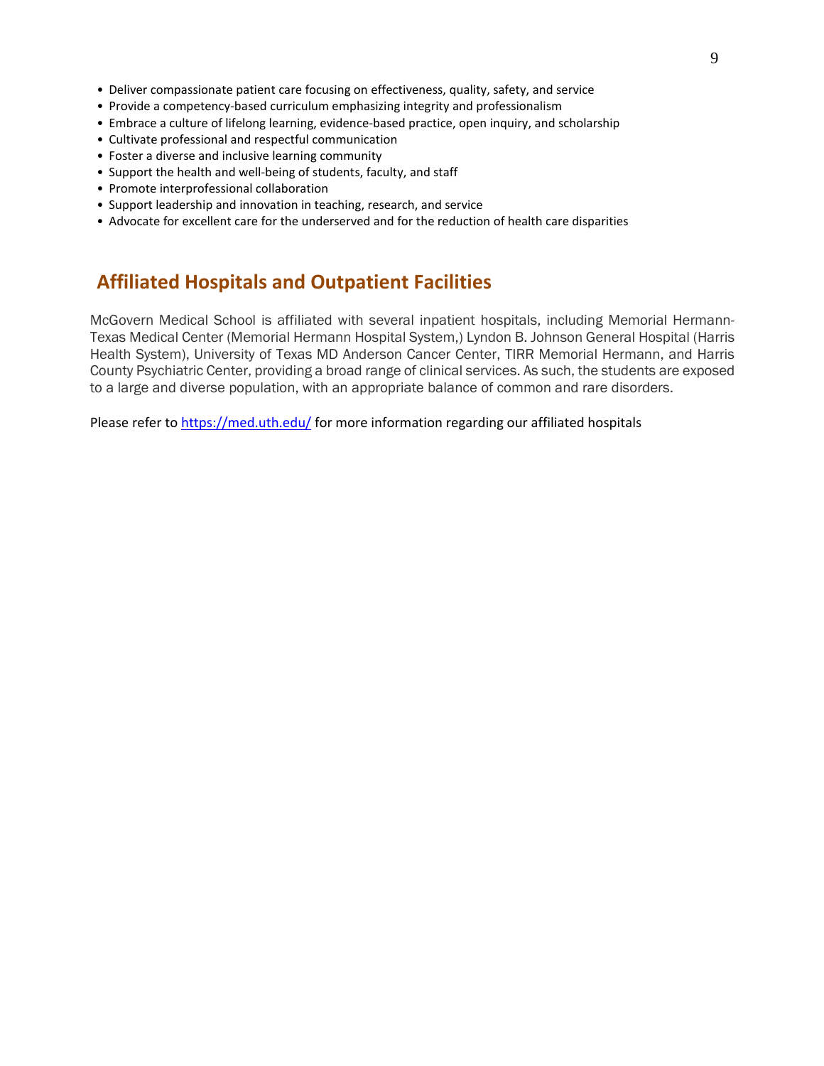- Deliver compassionate patient care focusing on effectiveness, quality, safety, and service
- Provide a competency-based curriculum emphasizing integrity and professionalism
- Embrace a culture of lifelong learning, evidence-based practice, open inquiry, and scholarship
- Cultivate professional and respectful communication
- Foster a diverse and inclusive learning community
- Support the health and well-being of students, faculty, and staff
- Promote interprofessional collaboration
- Support leadership and innovation in teaching, research, and service
- Advocate for excellent care for the underserved and for the reduction of health care disparities

## Affiliated Hospitals and Outpatient Facilities

McGovern Medical School is affiliated with several inpatient hospitals, including Memorial Hermann-Texas Medical Center (Memorial Hermann Hospital System,) Lyndon B. Johnson General Hospital (Harris Health System), University of Texas MD Anderson Cancer Center, TIRR Memorial Hermann, and Harris County Psychiatric Center, providing a broad range of clinical services. As such, the students are exposed to a large and diverse population, with an appropriate balance of common and rare disorders.

Please refer to [https://med.uth.edu/](https://med.uth.edu/) for more information regarding our affiliated hospitals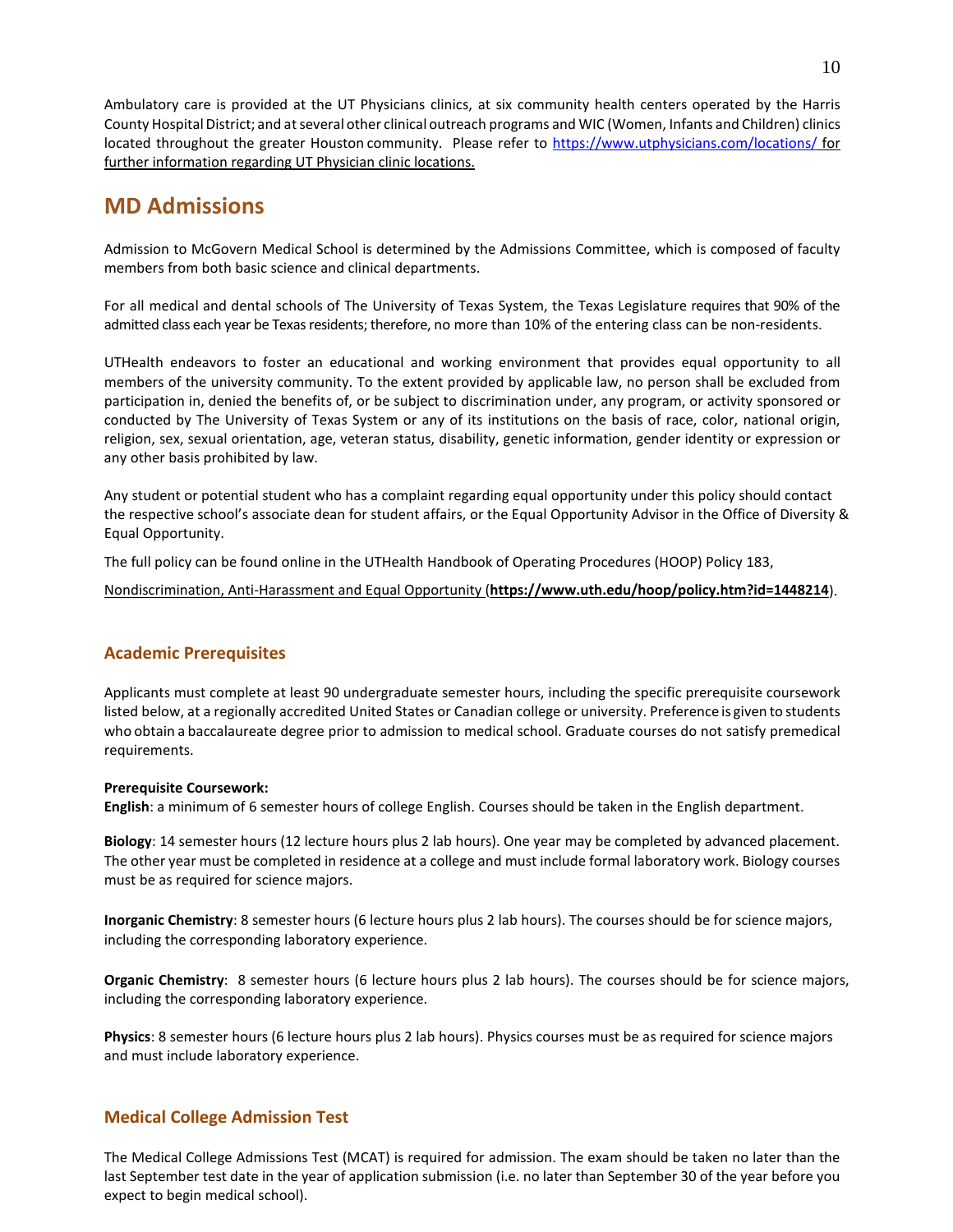Ambulatory care is provided at the UT Physicians clinics, at six community health centers operated by the Harris County Hospital District; and at several other clinical outreach programs and WIC (Women, Infants and Children) clinics located throughout the greater Houston community. Please refer to https://www.utphysicians.com/locations/ for further information regarding UT Physician clinic locations.

## MD Admissions

Admission to McGovern Medical School is determined by the Admissions Committee, which is composed of faculty members from both basic science and clinical departments.

For all medical and dental schools of The University of Texas System, the Texas Legislature requires that 90% of the admitted class each year be Texas residents; therefore, no more than 10% of the entering class can be non-residents.

UTHealth endeavors to foster an educational and working environment that provides equal opportunity to all members of the university community. To the extent provided by applicable law, no person shall be excluded from participation in, denied the benefits of, or be subject to discrimination under, any program, or activity sponsored or conducted by The University of Texas System or any of its institutions on the basis of race, color, national origin, religion, sex, sexual orientation, age, veteran status, disability, genetic information, gender identity or expression or any other basis prohibited by law.

Any student or potential student who has a complaint regarding equal opportunity under this policy should contact the respective school's associate dean for student affairs, or the Equal Opportunity Advisor in the Office of Diversity & Equal Opportunity.

The full policy can be found online in the UTHealth Handbook of Operating Procedures (HOOP) Policy 183,

Nondiscrimination, Anti-Harassment and Equal Opportunity (**https://www.uth.edu/hoop/policy.htm?id=1448214**).

### Academic Prerequisites

Applicants must complete at least 90 undergraduate semester hours, including the specific prerequisite coursework listed below, at a regionally accredited United States or Canadian college or university. Preference is given to students who obtain a baccalaureate degree prior to admission to medical school. Graduate courses do not satisfy premedical requirements.

**Prerequisite Coursework:**
**English**: a minimum of 6 semester hours of college English. Courses should be taken in the English department.

**Biology**: 14 semester hours (12 lecture hours plus 2 lab hours). One year may be completed by advanced placement. The other year must be completed in residence at a college and must include formal laboratory work. Biology courses must be as required for science majors.

**Inorganic Chemistry**: 8 semester hours (6 lecture hours plus 2 lab hours). The courses should be for science majors, including the corresponding laboratory experience.

**Organic Chemistry**: 8 semester hours (6 lecture hours plus 2 lab hours). The courses should be for science majors, including the corresponding laboratory experience.

**Physics**: 8 semester hours (6 lecture hours plus 2 lab hours). Physics courses must be as required for science majors and must include laboratory experience.

### Medical College Admission Test

The Medical College Admissions Test (MCAT) is required for admission. The exam should be taken no later than the last September test date in the year of application submission (i.e. no later than September 30 of the year before you expect to begin medical school).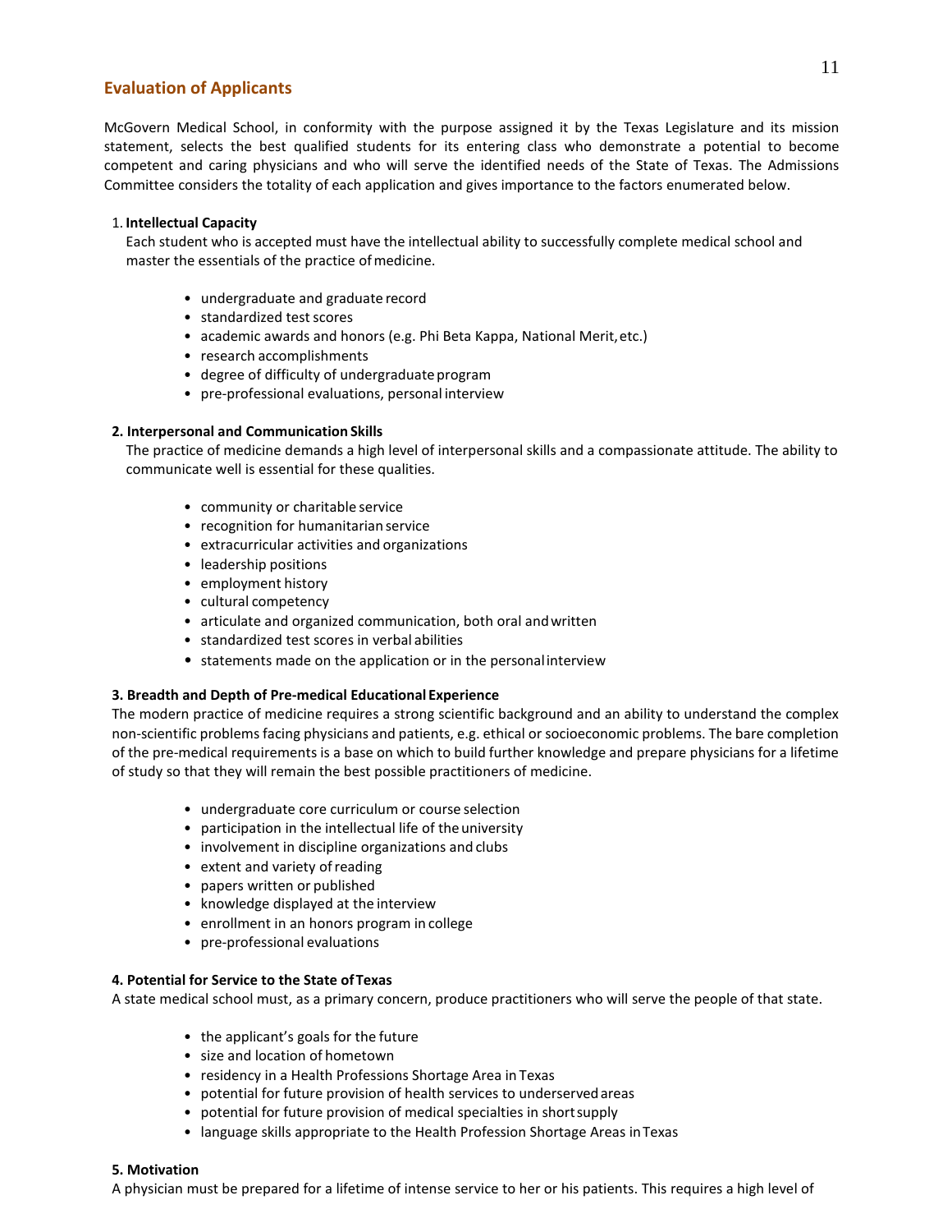## Evaluation of Applicants

McGovern Medical School, in conformity with the purpose assigned it by the Texas Legislature and its mission statement, selects the best qualified students for its entering class who demonstrate a potential to become competent and caring physicians and who will serve the identified needs of the State of Texas. The Admissions Committee considers the totality of each application and gives importance to the factors enumerated below.

1. **Intellectual Capacity**

   Each student who is accepted must have the intellectual ability to successfully complete medical school and master the essentials of the practice of medicine.

   - undergraduate and graduate record
   - standardized test scores
   - academic awards and honors (e.g. Phi Beta Kappa, National Merit, etc.)
   - research accomplishments
   - degree of difficulty of undergraduate program
   - pre-professional evaluations, personal interview

**2. Interpersonal and Communication Skills**

The practice of medicine demands a high level of interpersonal skills and a compassionate attitude. The ability to communicate well is essential for these qualities.

- community or charitable service
- recognition for humanitarian service
- extracurricular activities and organizations
- leadership positions
- employment history
- cultural competency
- articulate and organized communication, both oral and written
- standardized test scores in verbal abilities
- statements made on the application or in the personal interview

**3. Breadth and Depth of Pre-medical Educational Experience**

The modern practice of medicine requires a strong scientific background and an ability to understand the complex non-scientific problems facing physicians and patients, e.g. ethical or socioeconomic problems. The bare completion of the pre-medical requirements is a base on which to build further knowledge and prepare physicians for a lifetime of study so that they will remain the best possible practitioners of medicine.

- undergraduate core curriculum or course selection
- participation in the intellectual life of the university
- involvement in discipline organizations and clubs
- extent and variety of reading
- papers written or published
- knowledge displayed at the interview
- enrollment in an honors program in college
- pre-professional evaluations

**4. Potential for Service to the State of Texas**

A state medical school must, as a primary concern, produce practitioners who will serve the people of that state.

- the applicant's goals for the future
- size and location of hometown
- residency in a Health Professions Shortage Area in Texas
- potential for future provision of health services to underserved areas
- potential for future provision of medical specialties in short supply
- language skills appropriate to the Health Profession Shortage Areas in Texas

**5. Motivation**

A physician must be prepared for a lifetime of intense service to her or his patients. This requires a high level of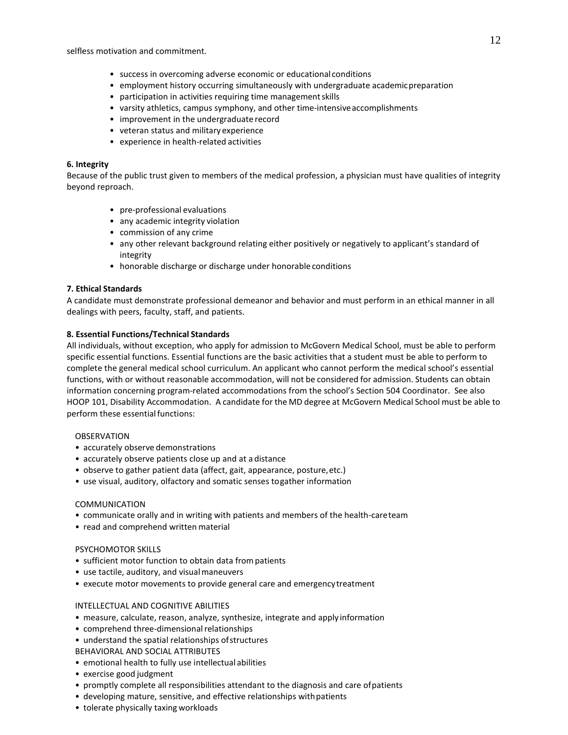selfless motivation and commitment.

- success in overcoming adverse economic or educational conditions
- employment history occurring simultaneously with undergraduate academic preparation
- participation in activities requiring time management skills
- varsity athletics, campus symphony, and other time-intensive accomplishments
- improvement in the undergraduate record
- veteran status and military experience
- experience in health-related activities

**6. Integrity**

Because of the public trust given to members of the medical profession, a physician must have qualities of integrity beyond reproach.

- pre-professional evaluations
- any academic integrity violation
- commission of any crime
- any other relevant background relating either positively or negatively to applicant's standard of integrity
- honorable discharge or discharge under honorable conditions

**7. Ethical Standards**

A candidate must demonstrate professional demeanor and behavior and must perform in an ethical manner in all dealings with peers, faculty, staff, and patients.

**8. Essential Functions/Technical Standards**

All individuals, without exception, who apply for admission to McGovern Medical School, must be able to perform specific essential functions. Essential functions are the basic activities that a student must be able to perform to complete the general medical school curriculum. An applicant who cannot perform the medical school's essential functions, with or without reasonable accommodation, will not be considered for admission. Students can obtain information concerning program-related accommodations from the school's Section 504 Coordinator. See also HOOP 101, Disability Accommodation. A candidate for the MD degree at McGovern Medical School must be able to perform these essential functions:

OBSERVATION

- accurately observe demonstrations
- accurately observe patients close up and at a distance
- observe to gather patient data (affect, gait, appearance, posture, etc.)
- use visual, auditory, olfactory and somatic senses to gather information

COMMUNICATION

- communicate orally and in writing with patients and members of the health-care team
- read and comprehend written material

PSYCHOMOTOR SKILLS

- sufficient motor function to obtain data from patients
- use tactile, auditory, and visual maneuvers
- execute motor movements to provide general care and emergency treatment

INTELLECTUAL AND COGNITIVE ABILITIES

- measure, calculate, reason, analyze, synthesize, integrate and apply information
- comprehend three-dimensional relationships
- understand the spatial relationships of structures

BEHAVIORAL AND SOCIAL ATTRIBUTES

- emotional health to fully use intellectual abilities
- exercise good judgment
- promptly complete all responsibilities attendant to the diagnosis and care of patients
- developing mature, sensitive, and effective relationships with patients
- tolerate physically taxing workloads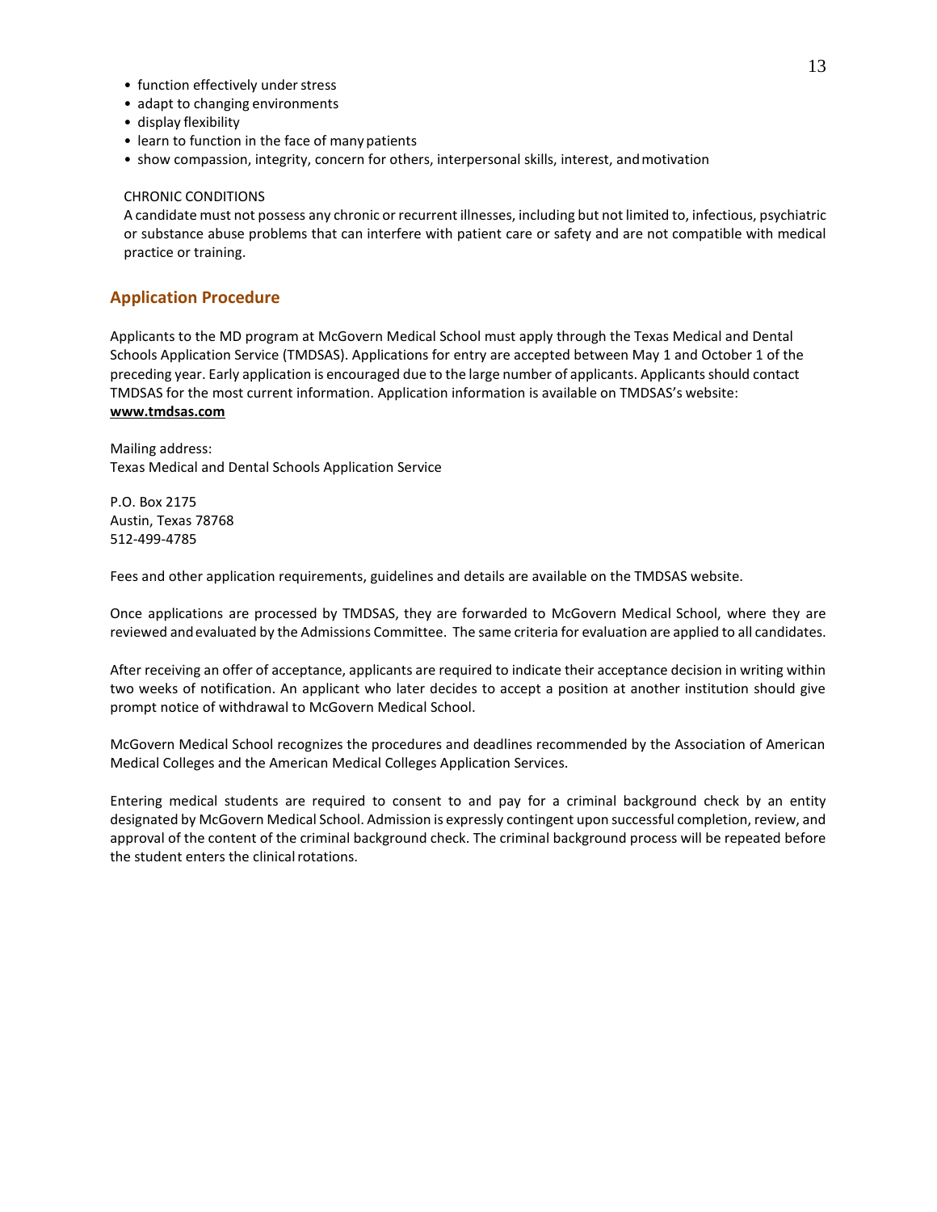- function effectively under stress
- adapt to changing environments
- display flexibility
- learn to function in the face of many patients
- show compassion, integrity, concern for others, interpersonal skills, interest, and motivation

CHRONIC CONDITIONS

A candidate must not possess any chronic or recurrent illnesses, including but not limited to, infectious, psychiatric or substance abuse problems that can interfere with patient care or safety and are not compatible with medical practice or training.

## Application Procedure

Applicants to the MD program at McGovern Medical School must apply through the Texas Medical and Dental Schools Application Service (TMDSAS). Applications for entry are accepted between May 1 and October 1 of the preceding year. Early application is encouraged due to the large number of applicants. Applicants should contact TMDSAS for the most current information. Application information is available on TMDSAS's website: **www.tmdsas.com**

Mailing address:
Texas Medical and Dental Schools Application Service

P.O. Box 2175
Austin, Texas 78768
512-499-4785

Fees and other application requirements, guidelines and details are available on the TMDSAS website.

Once applications are processed by TMDSAS, they are forwarded to McGovern Medical School, where they are reviewed and evaluated by the Admissions Committee. The same criteria for evaluation are applied to all candidates.

After receiving an offer of acceptance, applicants are required to indicate their acceptance decision in writing within two weeks of notification. An applicant who later decides to accept a position at another institution should give prompt notice of withdrawal to McGovern Medical School.

McGovern Medical School recognizes the procedures and deadlines recommended by the Association of American Medical Colleges and the American Medical Colleges Application Services.

Entering medical students are required to consent to and pay for a criminal background check by an entity designated by McGovern Medical School. Admission is expressly contingent upon successful completion, review, and approval of the content of the criminal background check. The criminal background process will be repeated before the student enters the clinical rotations.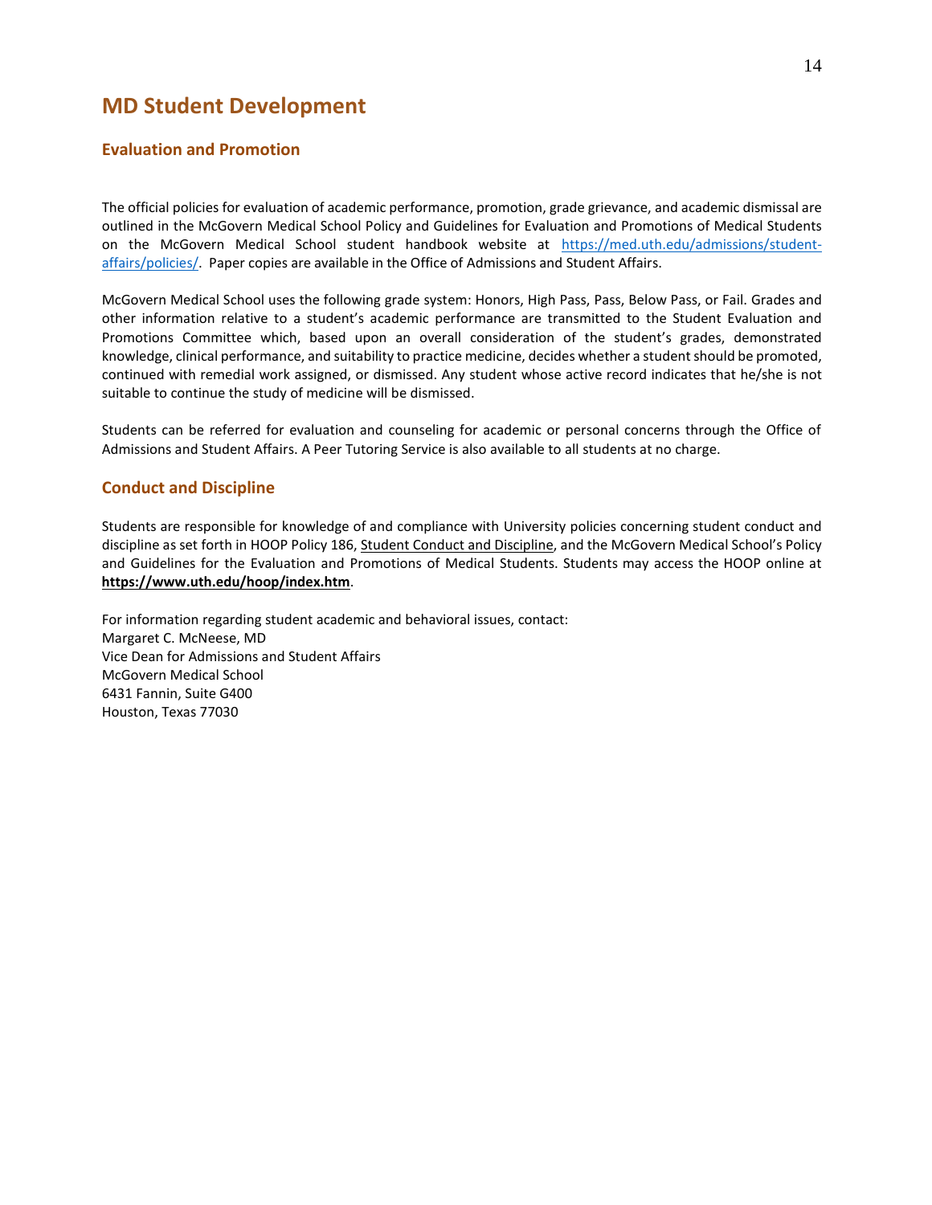# MD Student Development

## Evaluation and Promotion

The official policies for evaluation of academic performance, promotion, grade grievance, and academic dismissal are outlined in the McGovern Medical School Policy and Guidelines for Evaluation and Promotions of Medical Students on the McGovern Medical School student handbook website at [https://med.uth.edu/admissions/student-affairs/policies/](https://med.uth.edu/admissions/student-affairs/policies/). Paper copies are available in the Office of Admissions and Student Affairs.

McGovern Medical School uses the following grade system: Honors, High Pass, Pass, Below Pass, or Fail. Grades and other information relative to a student's academic performance are transmitted to the Student Evaluation and Promotions Committee which, based upon an overall consideration of the student's grades, demonstrated knowledge, clinical performance, and suitability to practice medicine, decides whether a student should be promoted, continued with remedial work assigned, or dismissed. Any student whose active record indicates that he/she is not suitable to continue the study of medicine will be dismissed.

Students can be referred for evaluation and counseling for academic or personal concerns through the Office of Admissions and Student Affairs. A Peer Tutoring Service is also available to all students at no charge.

## Conduct and Discipline

Students are responsible for knowledge of and compliance with University policies concerning student conduct and discipline as set forth in HOOP Policy 186, Student Conduct and Discipline, and the McGovern Medical School's Policy and Guidelines for the Evaluation and Promotions of Medical Students. Students may access the HOOP online at **https://www.uth.edu/hoop/index.htm**.

For information regarding student academic and behavioral issues, contact:
Margaret C. McNeese, MD
Vice Dean for Admissions and Student Affairs
McGovern Medical School
6431 Fannin, Suite G400
Houston, Texas 77030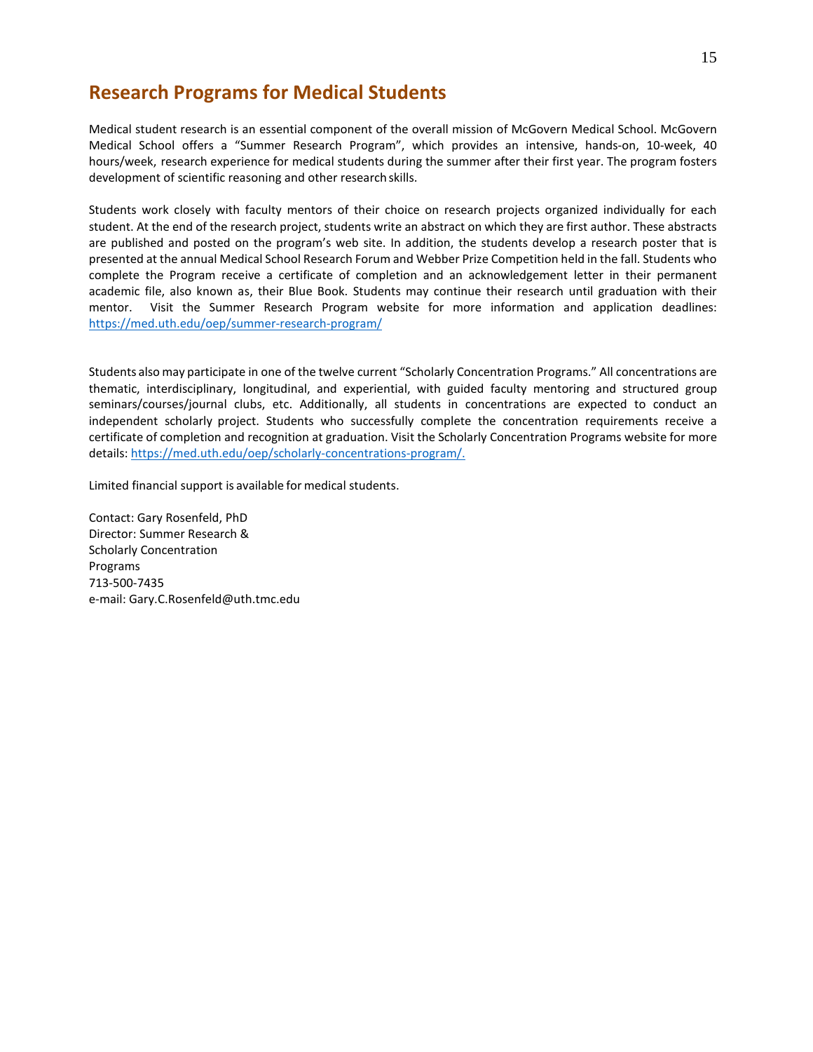## Research Programs for Medical Students

Medical student research is an essential component of the overall mission of McGovern Medical School. McGovern Medical School offers a "Summer Research Program", which provides an intensive, hands-on, 10-week, 40 hours/week, research experience for medical students during the summer after their first year. The program fosters development of scientific reasoning and other research skills.

Students work closely with faculty mentors of their choice on research projects organized individually for each student. At the end of the research project, students write an abstract on which they are first author. These abstracts are published and posted on the program's web site. In addition, the students develop a research poster that is presented at the annual Medical School Research Forum and Webber Prize Competition held in the fall. Students who complete the Program receive a certificate of completion and an acknowledgement letter in their permanent academic file, also known as, their Blue Book. Students may continue their research until graduation with their mentor. Visit the Summer Research Program website for more information and application deadlines: https://med.uth.edu/oep/summer-research-program/

Students also may participate in one of the twelve current "Scholarly Concentration Programs." All concentrations are thematic, interdisciplinary, longitudinal, and experiential, with guided faculty mentoring and structured group seminars/courses/journal clubs, etc. Additionally, all students in concentrations are expected to conduct an independent scholarly project. Students who successfully complete the concentration requirements receive a certificate of completion and recognition at graduation. Visit the Scholarly Concentration Programs website for more details: https://med.uth.edu/oep/scholarly-concentrations-program/.

Limited financial support is available for medical students.

Contact: Gary Rosenfeld, PhD
Director: Summer Research &
Scholarly Concentration
Programs
713-500-7435
e-mail: Gary.C.Rosenfeld@uth.tmc.edu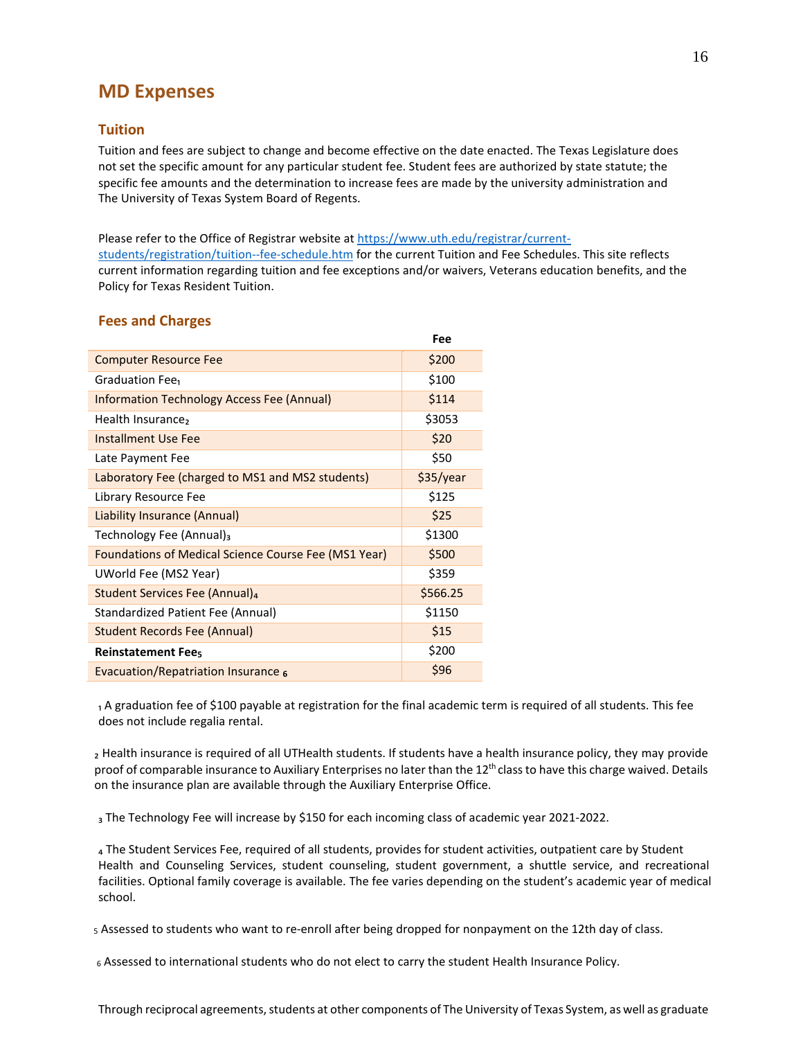# MD Expenses

## Tuition

Tuition and fees are subject to change and become effective on the date enacted. The Texas Legislature does not set the specific amount for any particular student fee. Student fees are authorized by state statute; the specific fee amounts and the determination to increase fees are made by the university administration and The University of Texas System Board of Regents.

Please refer to the Office of Registrar website at https://www.uth.edu/registrar/current-students/registration/tuition--fee-schedule.htm for the current Tuition and Fee Schedules. This site reflects current information regarding tuition and fee exceptions and/or waivers, Veterans education benefits, and the Policy for Texas Resident Tuition.

## Fees and Charges

| | Fee |
|---|---|
| Computer Resource Fee | $200 |
| Graduation Fee[1] | $100 |
| Information Technology Access Fee (Annual) | $114 |
| Health Insurance[2] | $3053 |
| Installment Use Fee | $20 |
| Late Payment Fee | $50 |
| Laboratory Fee (charged to MS1 and MS2 students) | $35/year |
| Library Resource Fee | $125 |
| Liability Insurance (Annual) | $25 |
| Technology Fee (Annual)[3] | $1300 |
| Foundations of Medical Science Course Fee (MS1 Year) | $500 |
| UWorld Fee (MS2 Year) | $359 |
| Student Services Fee (Annual)[4] | $566.25 |
| Standardized Patient Fee (Annual) | $1150 |
| Student Records Fee (Annual) | $15 |
| **Reinstatement Fee[5]** | $200 |
| Evacuation/Repatriation Insurance [6] | $96 |

[1] A graduation fee of $100 payable at registration for the final academic term is required of all students. This fee does not include regalia rental.

[2] Health insurance is required of all UTHealth students. If students have a health insurance policy, they may provide proof of comparable insurance to Auxiliary Enterprises no later than the 12th class to have this charge waived. Details on the insurance plan are available through the Auxiliary Enterprise Office.

[3] The Technology Fee will increase by $150 for each incoming class of academic year 2021-2022.

[4] The Student Services Fee, required of all students, provides for student activities, outpatient care by Student Health and Counseling Services, student counseling, student government, a shuttle service, and recreational facilities. Optional family coverage is available. The fee varies depending on the student's academic year of medical school.

[5] Assessed to students who want to re-enroll after being dropped for nonpayment on the 12th day of class.

[6] Assessed to international students who do not elect to carry the student Health Insurance Policy.

Through reciprocal agreements, students at other components of The University of Texas System, as well as graduate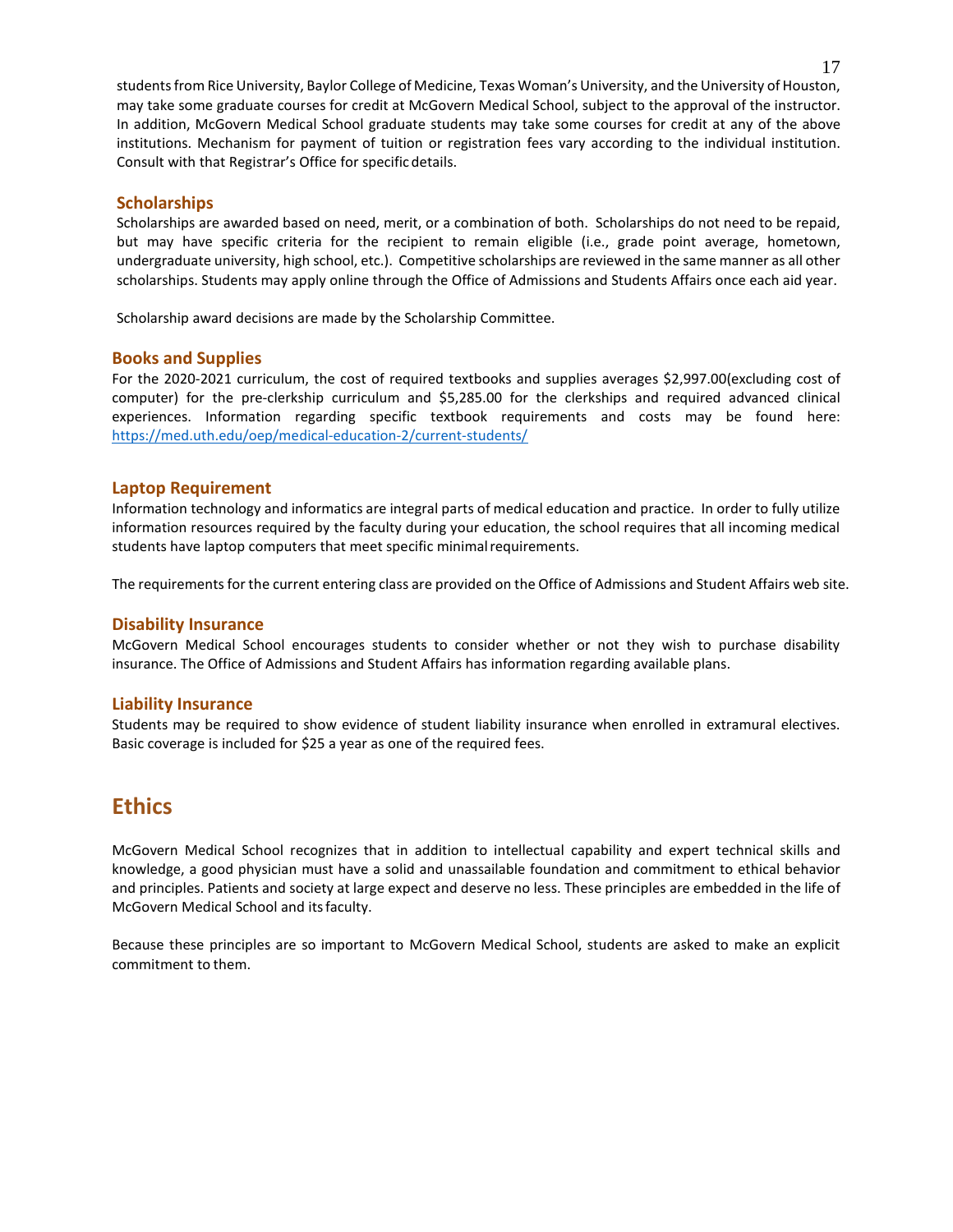students from Rice University, Baylor College of Medicine, Texas Woman's University, and the University of Houston, may take some graduate courses for credit at McGovern Medical School, subject to the approval of the instructor. In addition, McGovern Medical School graduate students may take some courses for credit at any of the above institutions. Mechanism for payment of tuition or registration fees vary according to the individual institution. Consult with that Registrar's Office for specific details.

### Scholarships

Scholarships are awarded based on need, merit, or a combination of both. Scholarships do not need to be repaid, but may have specific criteria for the recipient to remain eligible (i.e., grade point average, hometown, undergraduate university, high school, etc.). Competitive scholarships are reviewed in the same manner as all other scholarships. Students may apply online through the Office of Admissions and Students Affairs once each aid year.

Scholarship award decisions are made by the Scholarship Committee.

### Books and Supplies

For the 2020-2021 curriculum, the cost of required textbooks and supplies averages $2,997.00(excluding cost of computer) for the pre-clerkship curriculum and $5,285.00 for the clerkships and required advanced clinical experiences. Information regarding specific textbook requirements and costs may be found here: https://med.uth.edu/oep/medical-education-2/current-students/

### Laptop Requirement

Information technology and informatics are integral parts of medical education and practice. In order to fully utilize information resources required by the faculty during your education, the school requires that all incoming medical students have laptop computers that meet specific minimal requirements.

The requirements for the current entering class are provided on the Office of Admissions and Student Affairs web site.

### Disability Insurance

McGovern Medical School encourages students to consider whether or not they wish to purchase disability insurance. The Office of Admissions and Student Affairs has information regarding available plans.

### Liability Insurance

Students may be required to show evidence of student liability insurance when enrolled in extramural electives. Basic coverage is included for $25 a year as one of the required fees.

## Ethics

McGovern Medical School recognizes that in addition to intellectual capability and expert technical skills and knowledge, a good physician must have a solid and unassailable foundation and commitment to ethical behavior and principles. Patients and society at large expect and deserve no less. These principles are embedded in the life of McGovern Medical School and its faculty.

Because these principles are so important to McGovern Medical School, students are asked to make an explicit commitment to them.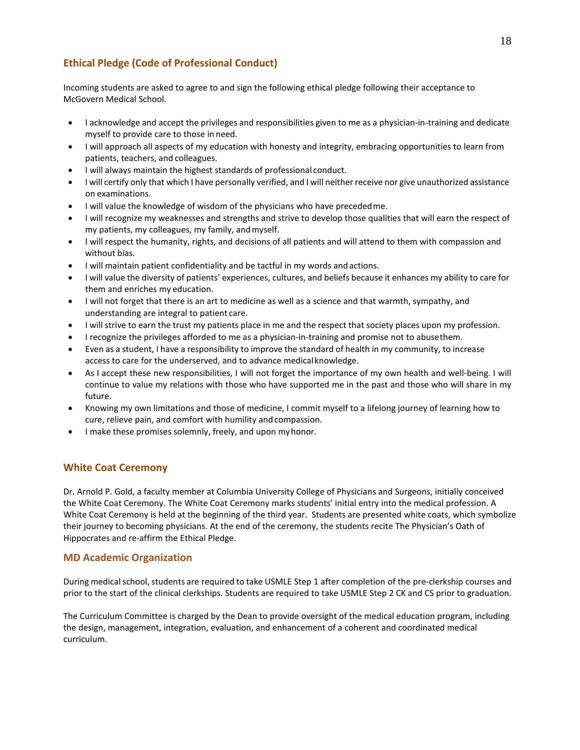## Ethical Pledge (Code of Professional Conduct)

Incoming students are asked to agree to and sign the following ethical pledge following their acceptance to McGovern Medical School.

- I acknowledge and accept the privileges and responsibilities given to me as a physician-in-training and dedicate myself to provide care to those in need.
- I will approach all aspects of my education with honesty and integrity, embracing opportunities to learn from patients, teachers, and colleagues.
- I will always maintain the highest standards of professional conduct.
- I will certify only that which I have personally verified, and I will neither receive nor give unauthorized assistance on examinations.
- I will value the knowledge of wisdom of the physicians who have preceded me.
- I will recognize my weaknesses and strengths and strive to develop those qualities that will earn the respect of my patients, my colleagues, my family, and myself.
- I will respect the humanity, rights, and decisions of all patients and will attend to them with compassion and without bias.
- I will maintain patient confidentiality and be tactful in my words and actions.
- I will value the diversity of patients' experiences, cultures, and beliefs because it enhances my ability to care for them and enriches my education.
- I will not forget that there is an art to medicine as well as a science and that warmth, sympathy, and understanding are integral to patient care.
- I will strive to earn the trust my patients place in me and the respect that society places upon my profession.
- I recognize the privileges afforded to me as a physician-in-training and promise not to abuse them.
- Even as a student, I have a responsibility to improve the standard of health in my community, to increase access to care for the underserved, and to advance medical knowledge.
- As I accept these new responsibilities, I will not forget the importance of my own health and well-being. I will continue to value my relations with those who have supported me in the past and those who will share in my future.
- Knowing my own limitations and those of medicine, I commit myself to a lifelong journey of learning how to cure, relieve pain, and comfort with humility and compassion.
- I make these promises solemnly, freely, and upon my honor.

## White Coat Ceremony

Dr. Arnold P. Gold, a faculty member at Columbia University College of Physicians and Surgeons, initially conceived the White Coat Ceremony. The White Coat Ceremony marks students' initial entry into the medical profession. A White Coat Ceremony is held at the beginning of the third year. Students are presented white coats, which symbolize their journey to becoming physicians. At the end of the ceremony, the students recite The Physician's Oath of Hippocrates and re-affirm the Ethical Pledge.

## MD Academic Organization

During medical school, students are required to take USMLE Step 1 after completion of the pre-clerkship courses and prior to the start of the clinical clerkships. Students are required to take USMLE Step 2 CK and CS prior to graduation.

The Curriculum Committee is charged by the Dean to provide oversight of the medical education program, including the design, management, integration, evaluation, and enhancement of a coherent and coordinated medical curriculum.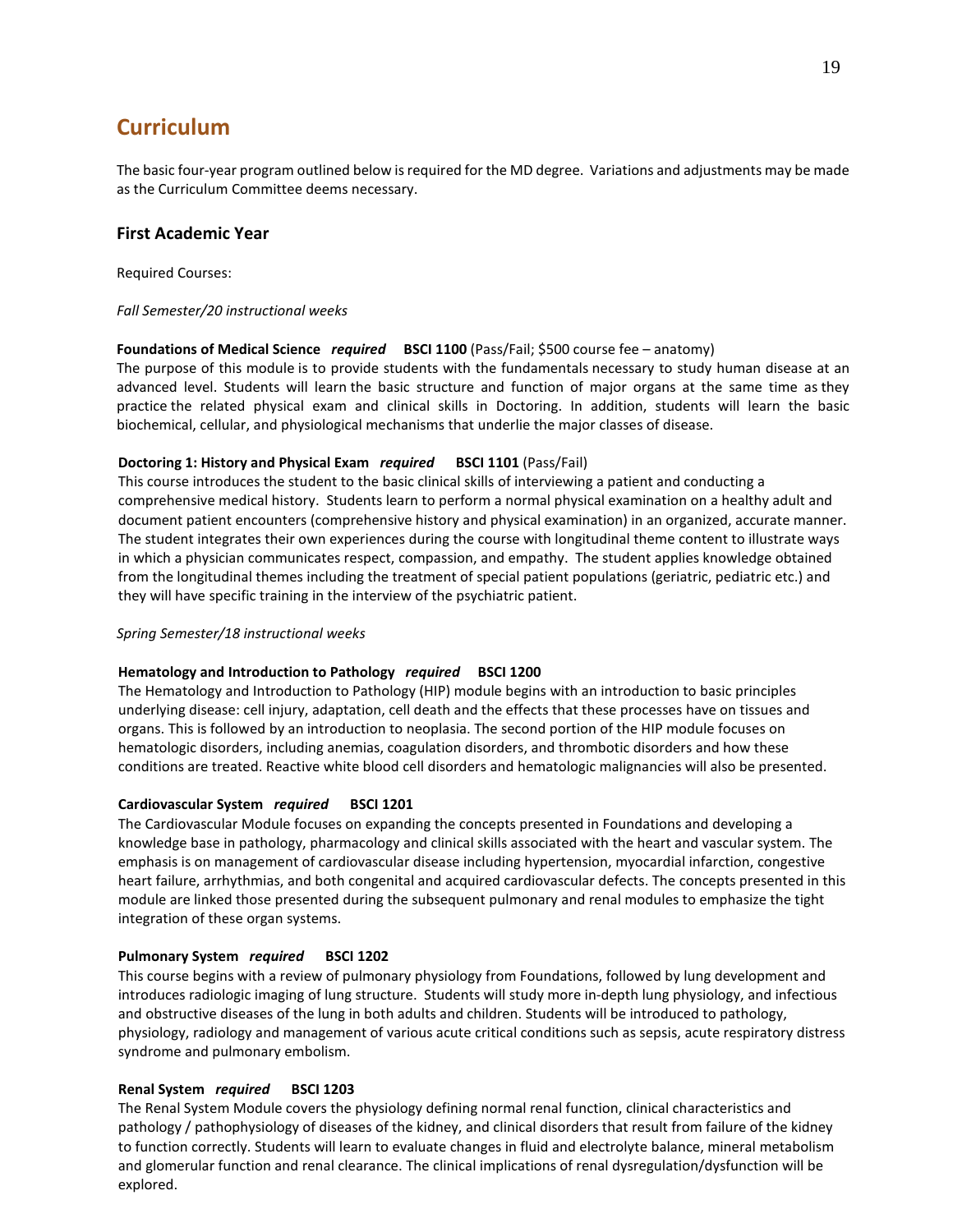# Curriculum

The basic four-year program outlined below is required for the MD degree. Variations and adjustments may be made as the Curriculum Committee deems necessary.

## First Academic Year

Required Courses:

*Fall Semester/20 instructional weeks*

**Foundations of Medical Science** ***required*** **BSCI 1100** (Pass/Fail; $500 course fee – anatomy)
The purpose of this module is to provide students with the fundamentals necessary to study human disease at an advanced level. Students will learn the basic structure and function of major organs at the same time as they practice the related physical exam and clinical skills in Doctoring. In addition, students will learn the basic biochemical, cellular, and physiological mechanisms that underlie the major classes of disease.

**Doctoring 1: History and Physical Exam** ***required*** **BSCI 1101** (Pass/Fail)
This course introduces the student to the basic clinical skills of interviewing a patient and conducting a comprehensive medical history. Students learn to perform a normal physical examination on a healthy adult and document patient encounters (comprehensive history and physical examination) in an organized, accurate manner. The student integrates their own experiences during the course with longitudinal theme content to illustrate ways in which a physician communicates respect, compassion, and empathy. The student applies knowledge obtained from the longitudinal themes including the treatment of special patient populations (geriatric, pediatric etc.) and they will have specific training in the interview of the psychiatric patient.

*Spring Semester/18 instructional weeks*

**Hematology and Introduction to Pathology** ***required*** **BSCI 1200**
The Hematology and Introduction to Pathology (HIP) module begins with an introduction to basic principles underlying disease: cell injury, adaptation, cell death and the effects that these processes have on tissues and organs. This is followed by an introduction to neoplasia. The second portion of the HIP module focuses on hematologic disorders, including anemias, coagulation disorders, and thrombotic disorders and how these conditions are treated. Reactive white blood cell disorders and hematologic malignancies will also be presented.

**Cardiovascular System** ***required*** **BSCI 1201**
The Cardiovascular Module focuses on expanding the concepts presented in Foundations and developing a knowledge base in pathology, pharmacology and clinical skills associated with the heart and vascular system. The emphasis is on management of cardiovascular disease including hypertension, myocardial infarction, congestive heart failure, arrhythmias, and both congenital and acquired cardiovascular defects. The concepts presented in this module are linked those presented during the subsequent pulmonary and renal modules to emphasize the tight integration of these organ systems.

**Pulmonary System** ***required*** **BSCI 1202**
This course begins with a review of pulmonary physiology from Foundations, followed by lung development and introduces radiologic imaging of lung structure. Students will study more in-depth lung physiology, and infectious and obstructive diseases of the lung in both adults and children. Students will be introduced to pathology, physiology, radiology and management of various acute critical conditions such as sepsis, acute respiratory distress syndrome and pulmonary embolism.

**Renal System** ***required*** **BSCI 1203**
The Renal System Module covers the physiology defining normal renal function, clinical characteristics and pathology / pathophysiology of diseases of the kidney, and clinical disorders that result from failure of the kidney to function correctly. Students will learn to evaluate changes in fluid and electrolyte balance, mineral metabolism and glomerular function and renal clearance. The clinical implications of renal dysregulation/dysfunction will be explored.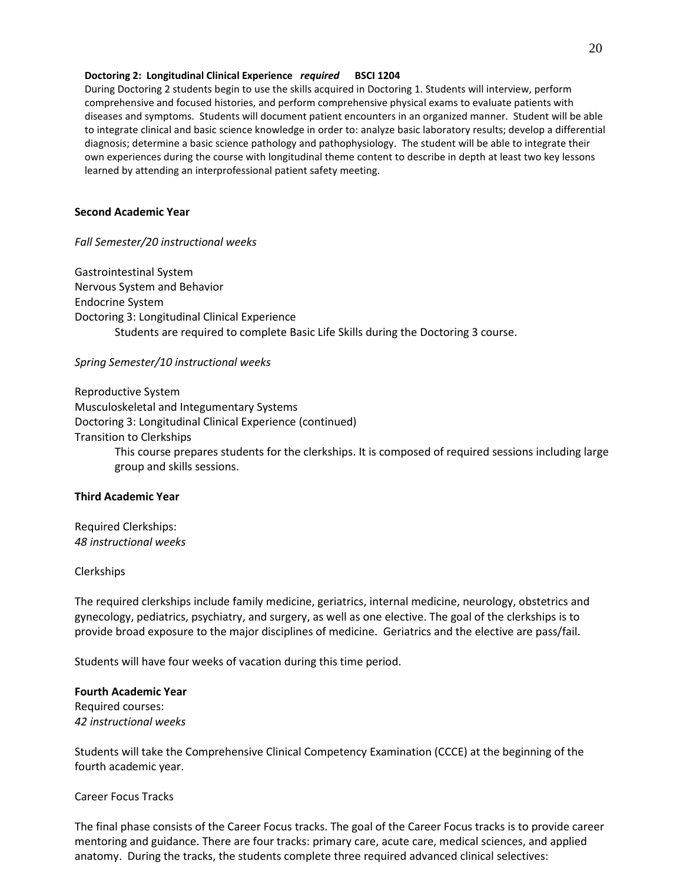**Doctoring 2: Longitudinal Clinical Experience** ***required*** **BSCI 1204**

During Doctoring 2 students begin to use the skills acquired in Doctoring 1. Students will interview, perform comprehensive and focused histories, and perform comprehensive physical exams to evaluate patients with diseases and symptoms. Students will document patient encounters in an organized manner. Student will be able to integrate clinical and basic science knowledge in order to: analyze basic laboratory results; develop a differential diagnosis; determine a basic science pathology and pathophysiology. The student will be able to integrate their own experiences during the course with longitudinal theme content to describe in depth at least two key lessons learned by attending an interprofessional patient safety meeting.

**Second Academic Year**

*Fall Semester/20 instructional weeks*

Gastrointestinal System
Nervous System and Behavior
Endocrine System
Doctoring 3: Longitudinal Clinical Experience

Students are required to complete Basic Life Skills during the Doctoring 3 course.

*Spring Semester/10 instructional weeks*

Reproductive System
Musculoskeletal and Integumentary Systems
Doctoring 3: Longitudinal Clinical Experience (continued)
Transition to Clerkships

This course prepares students for the clerkships. It is composed of required sessions including large group and skills sessions.

**Third Academic Year**

Required Clerkships:
*48 instructional weeks*

Clerkships

The required clerkships include family medicine, geriatrics, internal medicine, neurology, obstetrics and gynecology, pediatrics, psychiatry, and surgery, as well as one elective. The goal of the clerkships is to provide broad exposure to the major disciplines of medicine. Geriatrics and the elective are pass/fail.

Students will have four weeks of vacation during this time period.

**Fourth Academic Year**

Required courses:
*42 instructional weeks*

Students will take the Comprehensive Clinical Competency Examination (CCCE) at the beginning of the fourth academic year.

Career Focus Tracks

The final phase consists of the Career Focus tracks. The goal of the Career Focus tracks is to provide career mentoring and guidance. There are four tracks: primary care, acute care, medical sciences, and applied anatomy. During the tracks, the students complete three required advanced clinical selectives: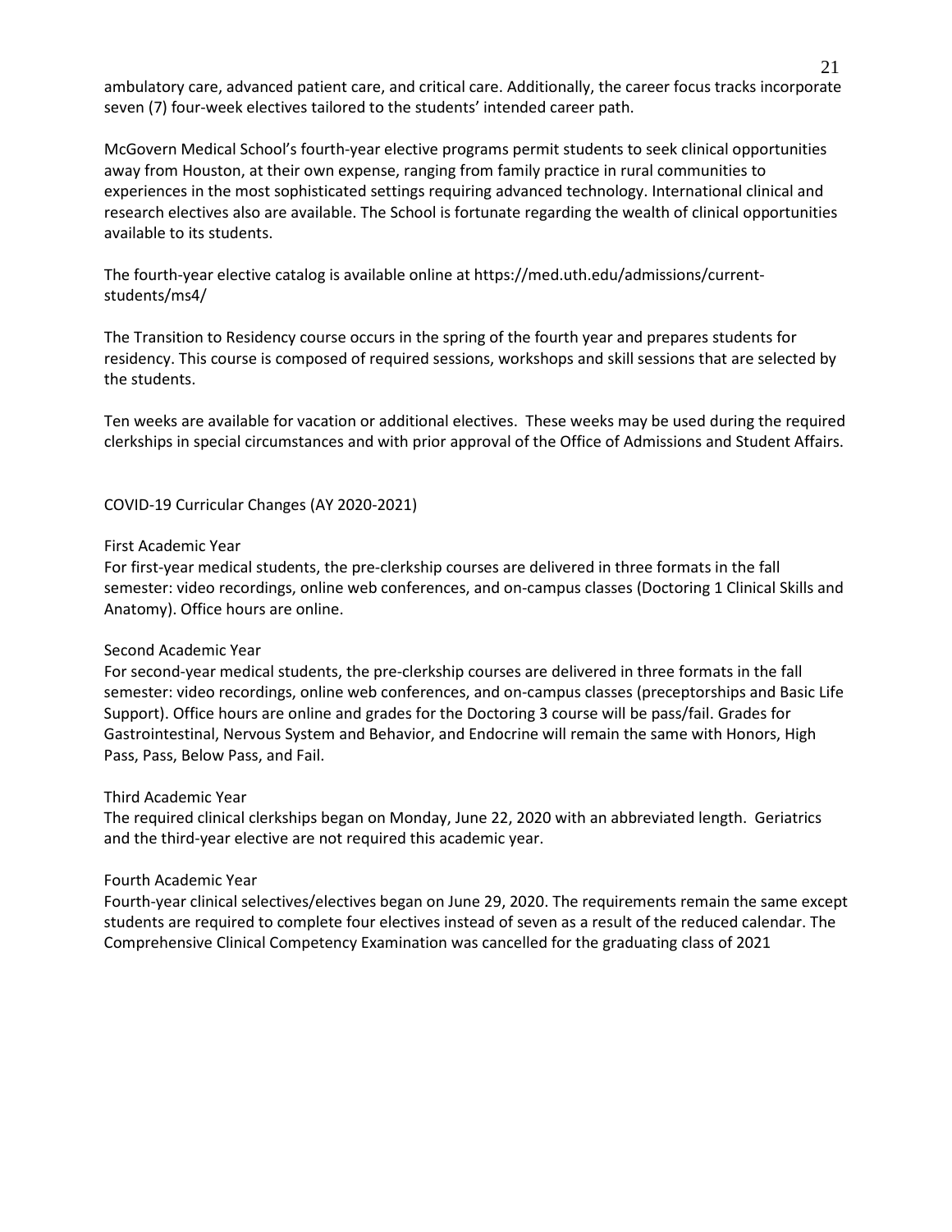ambulatory care, advanced patient care, and critical care. Additionally, the career focus tracks incorporate seven (7) four-week electives tailored to the students' intended career path.

McGovern Medical School's fourth-year elective programs permit students to seek clinical opportunities away from Houston, at their own expense, ranging from family practice in rural communities to experiences in the most sophisticated settings requiring advanced technology. International clinical and research electives also are available. The School is fortunate regarding the wealth of clinical opportunities available to its students.

The fourth-year elective catalog is available online at https://med.uth.edu/admissions/current-students/ms4/

The Transition to Residency course occurs in the spring of the fourth year and prepares students for residency. This course is composed of required sessions, workshops and skill sessions that are selected by the students.

Ten weeks are available for vacation or additional electives. These weeks may be used during the required clerkships in special circumstances and with prior approval of the Office of Admissions and Student Affairs.

## COVID-19 Curricular Changes (AY 2020-2021)

### First Academic Year

For first-year medical students, the pre-clerkship courses are delivered in three formats in the fall semester: video recordings, online web conferences, and on-campus classes (Doctoring 1 Clinical Skills and Anatomy). Office hours are online.

### Second Academic Year

For second-year medical students, the pre-clerkship courses are delivered in three formats in the fall semester: video recordings, online web conferences, and on-campus classes (preceptorships and Basic Life Support). Office hours are online and grades for the Doctoring 3 course will be pass/fail. Grades for Gastrointestinal, Nervous System and Behavior, and Endocrine will remain the same with Honors, High Pass, Pass, Below Pass, and Fail.

### Third Academic Year

The required clinical clerkships began on Monday, June 22, 2020 with an abbreviated length. Geriatrics and the third-year elective are not required this academic year.

### Fourth Academic Year

Fourth-year clinical selectives/electives began on June 29, 2020. The requirements remain the same except students are required to complete four electives instead of seven as a result of the reduced calendar. The Comprehensive Clinical Competency Examination was cancelled for the graduating class of 2021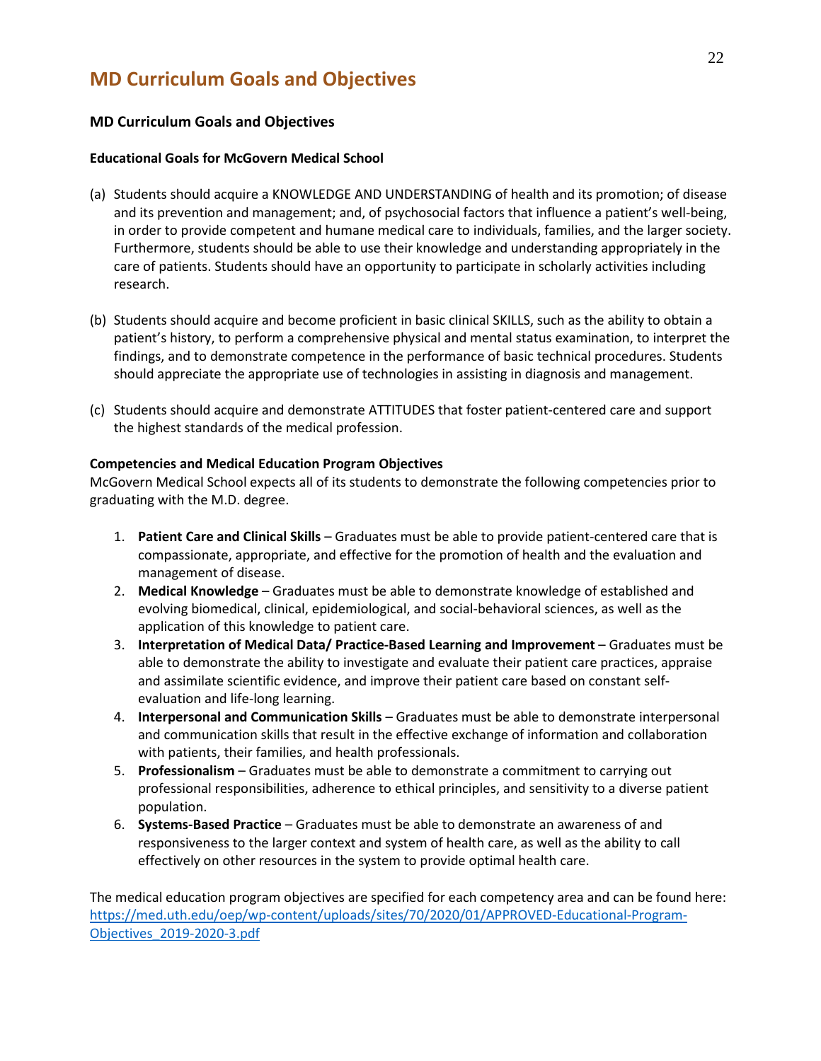# MD Curriculum Goals and Objectives

## MD Curriculum Goals and Objectives

### Educational Goals for McGovern Medical School

(a) Students should acquire a KNOWLEDGE AND UNDERSTANDING of health and its promotion; of disease and its prevention and management; and, of psychosocial factors that influence a patient's well-being, in order to provide competent and humane medical care to individuals, families, and the larger society. Furthermore, students should be able to use their knowledge and understanding appropriately in the care of patients. Students should have an opportunity to participate in scholarly activities including research.

(b) Students should acquire and become proficient in basic clinical SKILLS, such as the ability to obtain a patient's history, to perform a comprehensive physical and mental status examination, to interpret the findings, and to demonstrate competence in the performance of basic technical procedures. Students should appreciate the appropriate use of technologies in assisting in diagnosis and management.

(c) Students should acquire and demonstrate ATTITUDES that foster patient-centered care and support the highest standards of the medical profession.

### Competencies and Medical Education Program Objectives

McGovern Medical School expects all of its students to demonstrate the following competencies prior to graduating with the M.D. degree.

1. **Patient Care and Clinical Skills** – Graduates must be able to provide patient-centered care that is compassionate, appropriate, and effective for the promotion of health and the evaluation and management of disease.
2. **Medical Knowledge** – Graduates must be able to demonstrate knowledge of established and evolving biomedical, clinical, epidemiological, and social-behavioral sciences, as well as the application of this knowledge to patient care.
3. **Interpretation of Medical Data/ Practice-Based Learning and Improvement** – Graduates must be able to demonstrate the ability to investigate and evaluate their patient care practices, appraise and assimilate scientific evidence, and improve their patient care based on constant self-evaluation and life-long learning.
4. **Interpersonal and Communication Skills** – Graduates must be able to demonstrate interpersonal and communication skills that result in the effective exchange of information and collaboration with patients, their families, and health professionals.
5. **Professionalism** – Graduates must be able to demonstrate a commitment to carrying out professional responsibilities, adherence to ethical principles, and sensitivity to a diverse patient population.
6. **Systems-Based Practice** – Graduates must be able to demonstrate an awareness of and responsiveness to the larger context and system of health care, as well as the ability to call effectively on other resources in the system to provide optimal health care.

The medical education program objectives are specified for each competency area and can be found here: https://med.uth.edu/oep/wp-content/uploads/sites/70/2020/01/APPROVED-Educational-Program-Objectives_2019-2020-3.pdf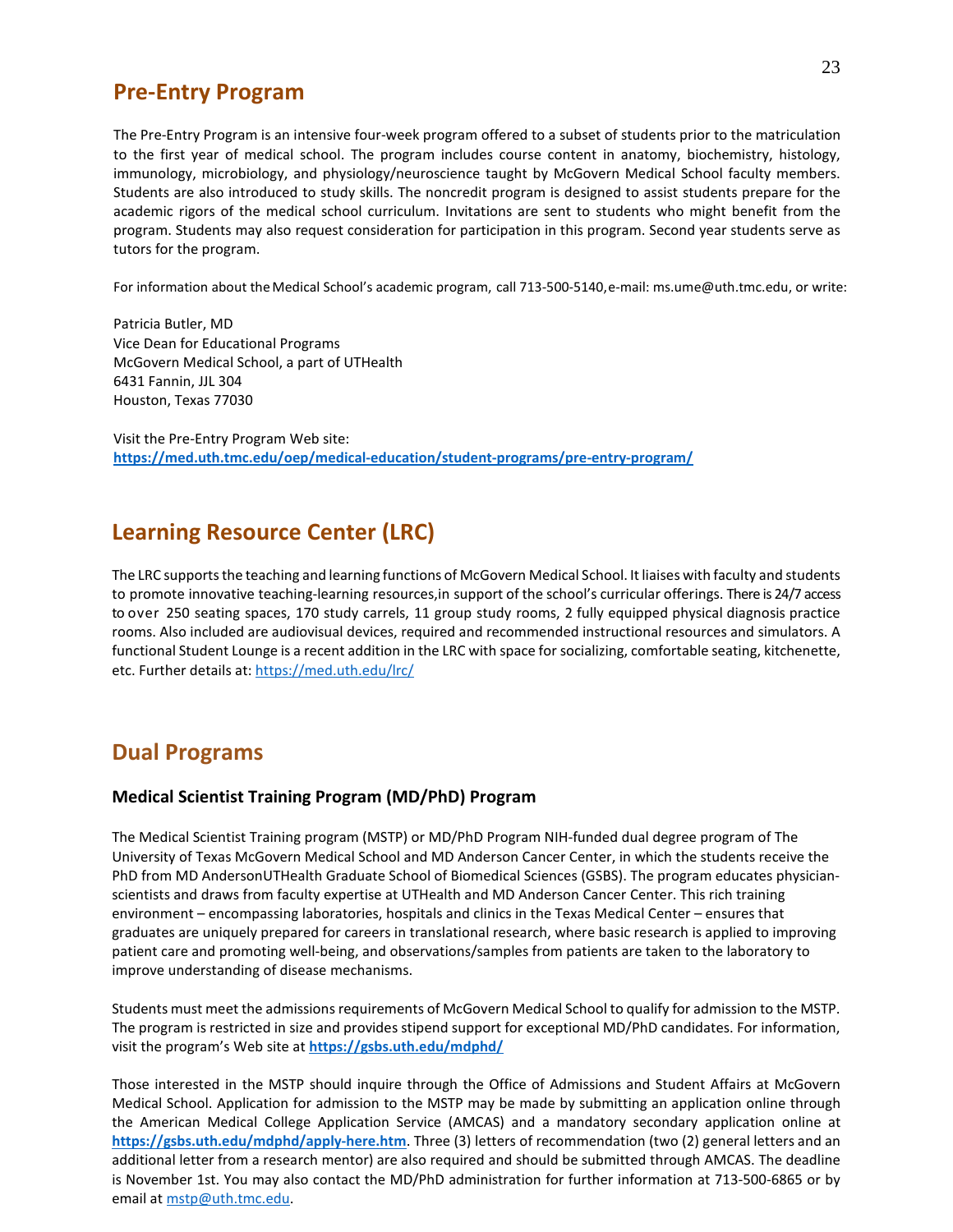## Pre-Entry Program

The Pre-Entry Program is an intensive four-week program offered to a subset of students prior to the matriculation to the first year of medical school. The program includes course content in anatomy, biochemistry, histology, immunology, microbiology, and physiology/neuroscience taught by McGovern Medical School faculty members. Students are also introduced to study skills. The noncredit program is designed to assist students prepare for the academic rigors of the medical school curriculum. Invitations are sent to students who might benefit from the program. Students may also request consideration for participation in this program. Second year students serve as tutors for the program.

For information about the Medical School's academic program, call 713-500-5140, e-mail: ms.ume@uth.tmc.edu, or write:

Patricia Butler, MD
Vice Dean for Educational Programs
McGovern Medical School, a part of UTHealth
6431 Fannin, JJL 304
Houston, Texas 77030

Visit the Pre-Entry Program Web site:
**https://med.uth.tmc.edu/oep/medical-education/student-programs/pre-entry-program/**

## Learning Resource Center (LRC)

The LRC supports the teaching and learning functions of McGovern Medical School. It liaises with faculty and students to promote innovative teaching-learning resources,in support of the school's curricular offerings. There is 24/7 access to over 250 seating spaces, 170 study carrels, 11 group study rooms, 2 fully equipped physical diagnosis practice rooms. Also included are audiovisual devices, required and recommended instructional resources and simulators. A functional Student Lounge is a recent addition in the LRC with space for socializing, comfortable seating, kitchenette, etc. Further details at: https://med.uth.edu/lrc/

## Dual Programs

### Medical Scientist Training Program (MD/PhD) Program

The Medical Scientist Training program (MSTP) or MD/PhD Program NIH-funded dual degree program of The University of Texas McGovern Medical School and MD Anderson Cancer Center, in which the students receive the PhD from MD AndersonUTHealth Graduate School of Biomedical Sciences (GSBS). The program educates physician-scientists and draws from faculty expertise at UTHealth and MD Anderson Cancer Center. This rich training environment – encompassing laboratories, hospitals and clinics in the Texas Medical Center – ensures that graduates are uniquely prepared for careers in translational research, where basic research is applied to improving patient care and promoting well-being, and observations/samples from patients are taken to the laboratory to improve understanding of disease mechanisms.

Students must meet the admissions requirements of McGovern Medical School to qualify for admission to the MSTP. The program is restricted in size and provides stipend support for exceptional MD/PhD candidates. For information, visit the program's Web site at **https://gsbs.uth.edu/mdphd/**

Those interested in the MSTP should inquire through the Office of Admissions and Student Affairs at McGovern Medical School. Application for admission to the MSTP may be made by submitting an application online through the American Medical College Application Service (AMCAS) and a mandatory secondary application online at **https://gsbs.uth.edu/mdphd/apply-here.htm**. Three (3) letters of recommendation (two (2) general letters and an additional letter from a research mentor) are also required and should be submitted through AMCAS. The deadline is November 1st. You may also contact the MD/PhD administration for further information at 713-500-6865 or by email at mstp@uth.tmc.edu.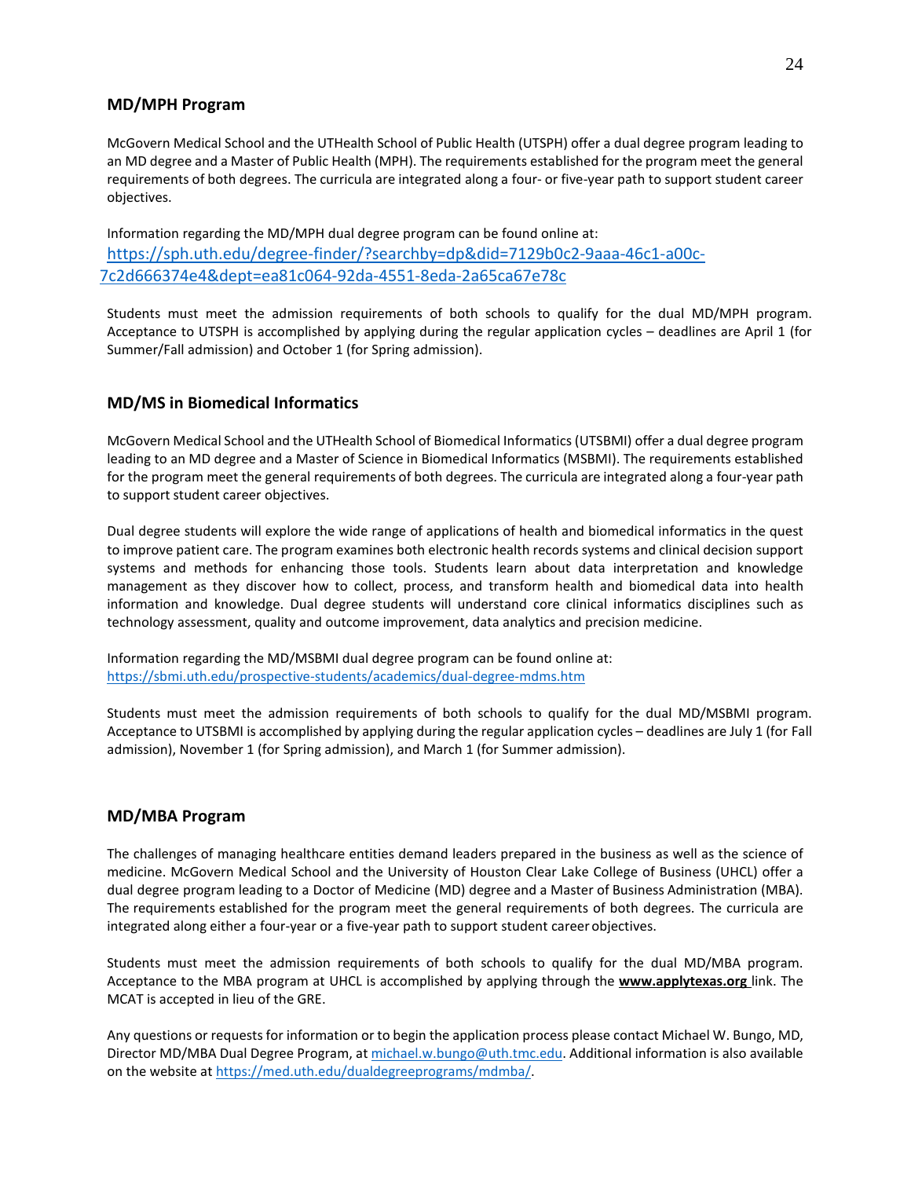## MD/MPH Program

McGovern Medical School and the UTHealth School of Public Health (UTSPH) offer a dual degree program leading to an MD degree and a Master of Public Health (MPH). The requirements established for the program meet the general requirements of both degrees. The curricula are integrated along a four- or five-year path to support student career objectives.

Information regarding the MD/MPH dual degree program can be found online at:
https://sph.uth.edu/degree-finder/?searchby=dp&did=7129b0c2-9aaa-46c1-a00c-7c2d666374e4&dept=ea81c064-92da-4551-8eda-2a65ca67e78c

Students must meet the admission requirements of both schools to qualify for the dual MD/MPH program. Acceptance to UTSPH is accomplished by applying during the regular application cycles – deadlines are April 1 (for Summer/Fall admission) and October 1 (for Spring admission).

## MD/MS in Biomedical Informatics

McGovern Medical School and the UTHealth School of Biomedical Informatics (UTSBMI) offer a dual degree program leading to an MD degree and a Master of Science in Biomedical Informatics (MSBMI). The requirements established for the program meet the general requirements of both degrees. The curricula are integrated along a four-year path to support student career objectives.

Dual degree students will explore the wide range of applications of health and biomedical informatics in the quest to improve patient care. The program examines both electronic health records systems and clinical decision support systems and methods for enhancing those tools. Students learn about data interpretation and knowledge management as they discover how to collect, process, and transform health and biomedical data into health information and knowledge. Dual degree students will understand core clinical informatics disciplines such as technology assessment, quality and outcome improvement, data analytics and precision medicine.

Information regarding the MD/MSBMI dual degree program can be found online at:
https://sbmi.uth.edu/prospective-students/academics/dual-degree-mdms.htm

Students must meet the admission requirements of both schools to qualify for the dual MD/MSBMI program. Acceptance to UTSBMI is accomplished by applying during the regular application cycles – deadlines are July 1 (for Fall admission), November 1 (for Spring admission), and March 1 (for Summer admission).

## MD/MBA Program

The challenges of managing healthcare entities demand leaders prepared in the business as well as the science of medicine. McGovern Medical School and the University of Houston Clear Lake College of Business (UHCL) offer a dual degree program leading to a Doctor of Medicine (MD) degree and a Master of Business Administration (MBA). The requirements established for the program meet the general requirements of both degrees. The curricula are integrated along either a four-year or a five-year path to support student career objectives.

Students must meet the admission requirements of both schools to qualify for the dual MD/MBA program. Acceptance to the MBA program at UHCL is accomplished by applying through the **www.applytexas.org** link. The MCAT is accepted in lieu of the GRE.

Any questions or requests for information or to begin the application process please contact Michael W. Bungo, MD, Director MD/MBA Dual Degree Program, at michael.w.bungo@uth.tmc.edu. Additional information is also available on the website at https://med.uth.edu/dualdegreeprograms/mdmba/.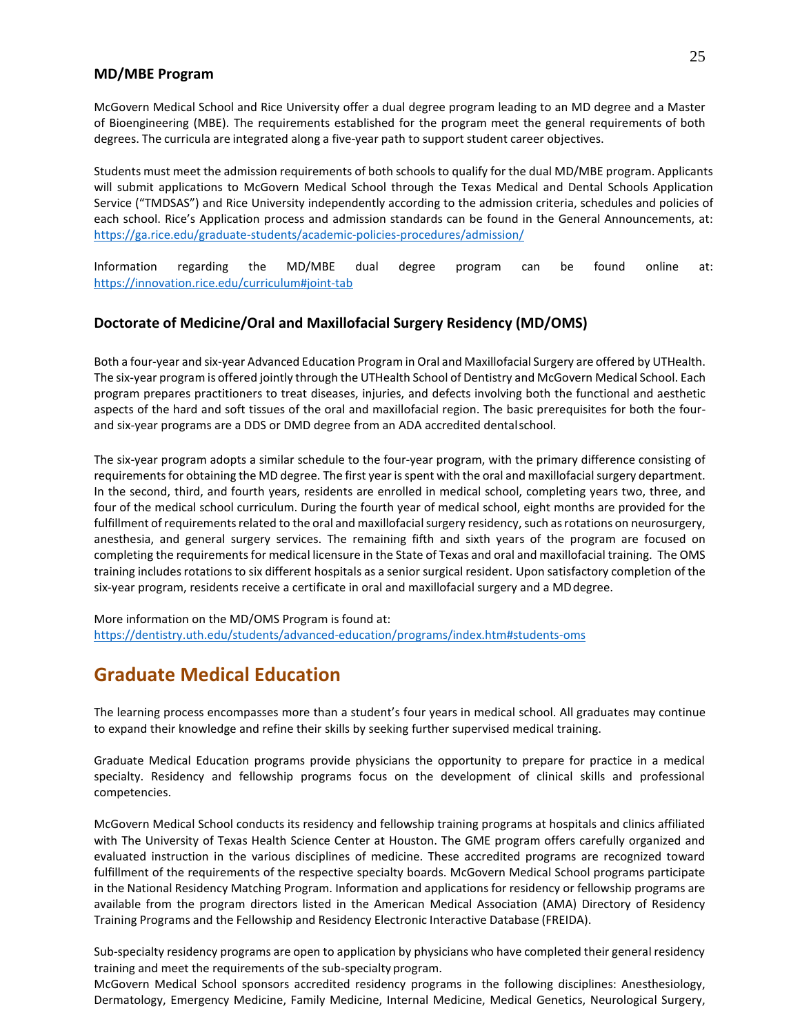### MD/MBE Program

McGovern Medical School and Rice University offer a dual degree program leading to an MD degree and a Master of Bioengineering (MBE). The requirements established for the program meet the general requirements of both degrees. The curricula are integrated along a five-year path to support student career objectives.

Students must meet the admission requirements of both schools to qualify for the dual MD/MBE program. Applicants will submit applications to McGovern Medical School through the Texas Medical and Dental Schools Application Service ("TMDSAS") and Rice University independently according to the admission criteria, schedules and policies of each school. Rice's Application process and admission standards can be found in the General Announcements, at: https://ga.rice.edu/graduate-students/academic-policies-procedures/admission/

Information regarding the MD/MBE dual degree program can be found online at: https://innovation.rice.edu/curriculum#joint-tab

### Doctorate of Medicine/Oral and Maxillofacial Surgery Residency (MD/OMS)

Both a four-year and six-year Advanced Education Program in Oral and Maxillofacial Surgery are offered by UTHealth. The six-year program is offered jointly through the UTHealth School of Dentistry and McGovern Medical School. Each program prepares practitioners to treat diseases, injuries, and defects involving both the functional and aesthetic aspects of the hard and soft tissues of the oral and maxillofacial region. The basic prerequisites for both the four- and six-year programs are a DDS or DMD degree from an ADA accredited dental school.

The six-year program adopts a similar schedule to the four-year program, with the primary difference consisting of requirements for obtaining the MD degree. The first year is spent with the oral and maxillofacial surgery department. In the second, third, and fourth years, residents are enrolled in medical school, completing years two, three, and four of the medical school curriculum. During the fourth year of medical school, eight months are provided for the fulfillment of requirements related to the oral and maxillofacial surgery residency, such as rotations on neurosurgery, anesthesia, and general surgery services. The remaining fifth and sixth years of the program are focused on completing the requirements for medical licensure in the State of Texas and oral and maxillofacial training. The OMS training includes rotations to six different hospitals as a senior surgical resident. Upon satisfactory completion of the six-year program, residents receive a certificate in oral and maxillofacial surgery and a MD degree.

More information on the MD/OMS Program is found at:
https://dentistry.uth.edu/students/advanced-education/programs/index.htm#students-oms

## Graduate Medical Education

The learning process encompasses more than a student's four years in medical school. All graduates may continue to expand their knowledge and refine their skills by seeking further supervised medical training.

Graduate Medical Education programs provide physicians the opportunity to prepare for practice in a medical specialty. Residency and fellowship programs focus on the development of clinical skills and professional competencies.

McGovern Medical School conducts its residency and fellowship training programs at hospitals and clinics affiliated with The University of Texas Health Science Center at Houston. The GME program offers carefully organized and evaluated instruction in the various disciplines of medicine. These accredited programs are recognized toward fulfillment of the requirements of the respective specialty boards. McGovern Medical School programs participate in the National Residency Matching Program. Information and applications for residency or fellowship programs are available from the program directors listed in the American Medical Association (AMA) Directory of Residency Training Programs and the Fellowship and Residency Electronic Interactive Database (FREIDA).

Sub-specialty residency programs are open to application by physicians who have completed their general residency training and meet the requirements of the sub-specialty program.
McGovern Medical School sponsors accredited residency programs in the following disciplines: Anesthesiology, Dermatology, Emergency Medicine, Family Medicine, Internal Medicine, Medical Genetics, Neurological Surgery,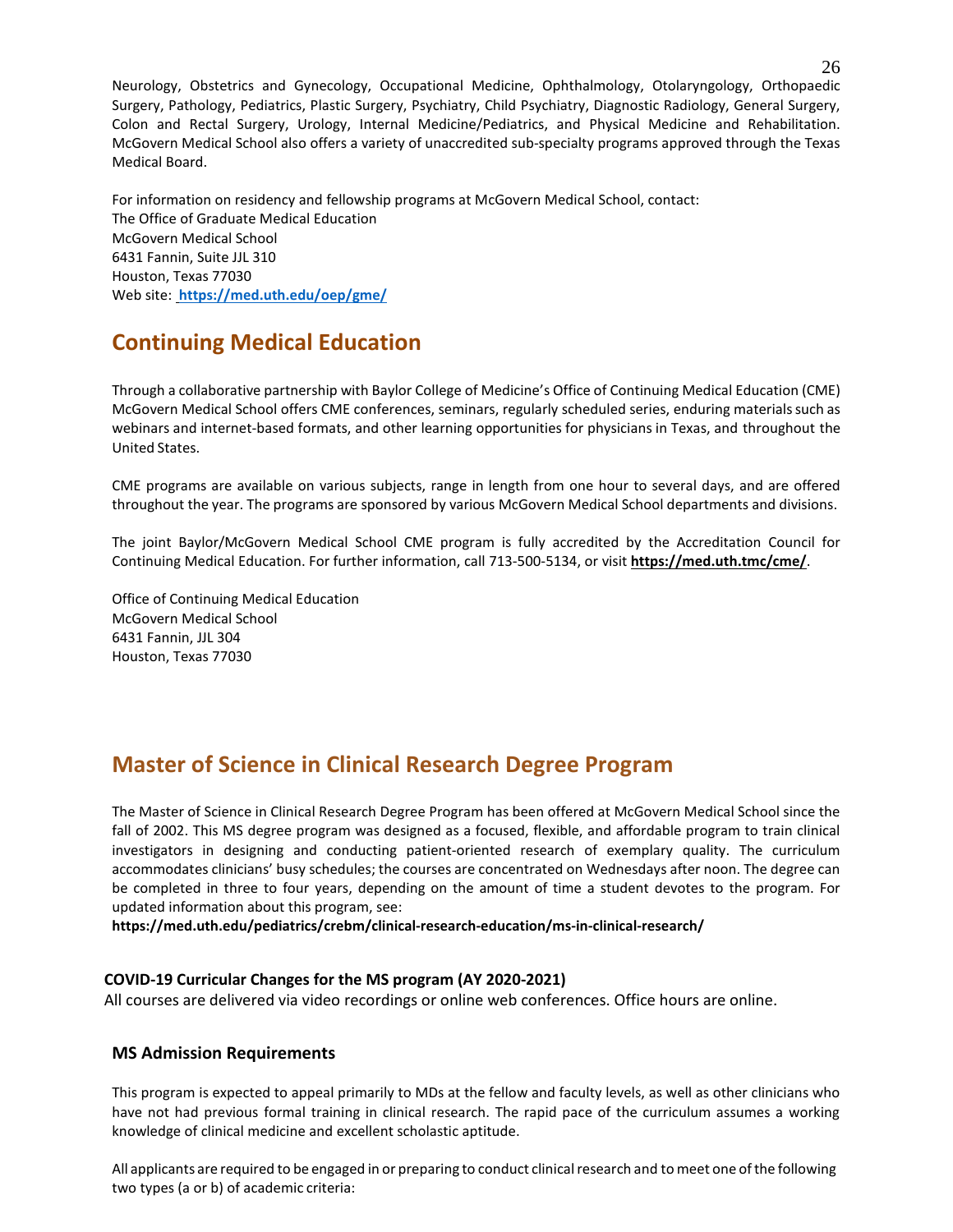Neurology, Obstetrics and Gynecology, Occupational Medicine, Ophthalmology, Otolaryngology, Orthopaedic Surgery, Pathology, Pediatrics, Plastic Surgery, Psychiatry, Child Psychiatry, Diagnostic Radiology, General Surgery, Colon and Rectal Surgery, Urology, Internal Medicine/Pediatrics, and Physical Medicine and Rehabilitation. McGovern Medical School also offers a variety of unaccredited sub-specialty programs approved through the Texas Medical Board.

For information on residency and fellowship programs at McGovern Medical School, contact:
The Office of Graduate Medical Education
McGovern Medical School
6431 Fannin, Suite JJL 310
Houston, Texas 77030
Web site: **https://med.uth.edu/oep/gme/**

## Continuing Medical Education

Through a collaborative partnership with Baylor College of Medicine's Office of Continuing Medical Education (CME) McGovern Medical School offers CME conferences, seminars, regularly scheduled series, enduring materials such as webinars and internet-based formats, and other learning opportunities for physicians in Texas, and throughout the United States.

CME programs are available on various subjects, range in length from one hour to several days, and are offered throughout the year. The programs are sponsored by various McGovern Medical School departments and divisions.

The joint Baylor/McGovern Medical School CME program is fully accredited by the Accreditation Council for Continuing Medical Education. For further information, call 713-500-5134, or visit **https://med.uth.tmc/cme/**.

Office of Continuing Medical Education
McGovern Medical School
6431 Fannin, JJL 304
Houston, Texas 77030

## Master of Science in Clinical Research Degree Program

The Master of Science in Clinical Research Degree Program has been offered at McGovern Medical School since the fall of 2002. This MS degree program was designed as a focused, flexible, and affordable program to train clinical investigators in designing and conducting patient-oriented research of exemplary quality. The curriculum accommodates clinicians' busy schedules; the courses are concentrated on Wednesdays after noon. The degree can be completed in three to four years, depending on the amount of time a student devotes to the program. For updated information about this program, see:
**https://med.uth.edu/pediatrics/crebm/clinical-research-education/ms-in-clinical-research/**

### COVID-19 Curricular Changes for the MS program (AY 2020-2021)

All courses are delivered via video recordings or online web conferences. Office hours are online.

### MS Admission Requirements

This program is expected to appeal primarily to MDs at the fellow and faculty levels, as well as other clinicians who have not had previous formal training in clinical research. The rapid pace of the curriculum assumes a working knowledge of clinical medicine and excellent scholastic aptitude.

All applicants are required to be engaged in or preparing to conduct clinical research and to meet one of the following two types (a or b) of academic criteria: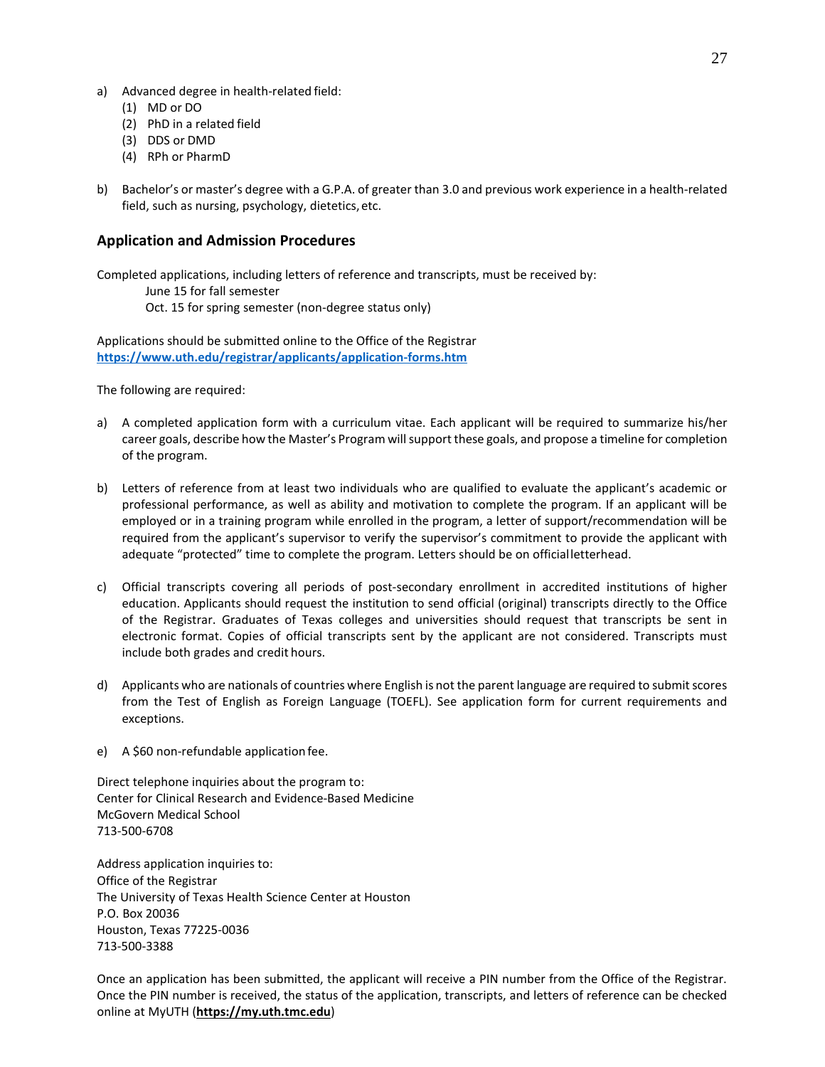a) Advanced degree in health-related field:
   (1) MD or DO
   (2) PhD in a related field
   (3) DDS or DMD
   (4) RPh or PharmD

b) Bachelor's or master's degree with a G.P.A. of greater than 3.0 and previous work experience in a health-related field, such as nursing, psychology, dietetics, etc.

## Application and Admission Procedures

Completed applications, including letters of reference and transcripts, must be received by:

June 15 for fall semester
Oct. 15 for spring semester (non-degree status only)

Applications should be submitted online to the Office of the Registrar
**https://www.uth.edu/registrar/applicants/application-forms.htm**

The following are required:

a) A completed application form with a curriculum vitae. Each applicant will be required to summarize his/her career goals, describe how the Master's Program will support these goals, and propose a timeline for completion of the program.

b) Letters of reference from at least two individuals who are qualified to evaluate the applicant's academic or professional performance, as well as ability and motivation to complete the program. If an applicant will be employed or in a training program while enrolled in the program, a letter of support/recommendation will be required from the applicant's supervisor to verify the supervisor's commitment to provide the applicant with adequate "protected" time to complete the program. Letters should be on official letterhead.

c) Official transcripts covering all periods of post-secondary enrollment in accredited institutions of higher education. Applicants should request the institution to send official (original) transcripts directly to the Office of the Registrar. Graduates of Texas colleges and universities should request that transcripts be sent in electronic format. Copies of official transcripts sent by the applicant are not considered. Transcripts must include both grades and credit hours.

d) Applicants who are nationals of countries where English is not the parent language are required to submit scores from the Test of English as Foreign Language (TOEFL). See application form for current requirements and exceptions.

e) A $60 non-refundable application fee.

Direct telephone inquiries about the program to:
Center for Clinical Research and Evidence-Based Medicine
McGovern Medical School
713-500-6708

Address application inquiries to:
Office of the Registrar
The University of Texas Health Science Center at Houston
P.O. Box 20036
Houston, Texas 77225-0036
713-500-3388

Once an application has been submitted, the applicant will receive a PIN number from the Office of the Registrar. Once the PIN number is received, the status of the application, transcripts, and letters of reference can be checked online at MyUTH (**https://my.uth.tmc.edu**)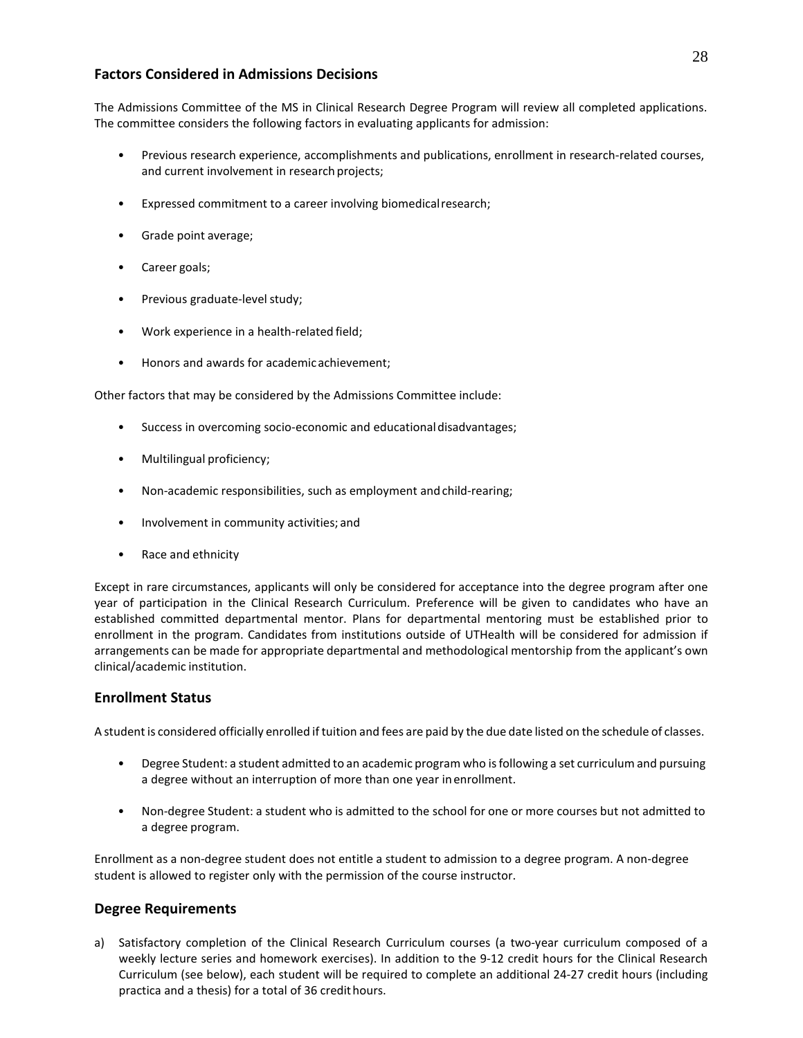## Factors Considered in Admissions Decisions

The Admissions Committee of the MS in Clinical Research Degree Program will review all completed applications. The committee considers the following factors in evaluating applicants for admission:

- Previous research experience, accomplishments and publications, enrollment in research-related courses, and current involvement in research projects;
- Expressed commitment to a career involving biomedical research;
- Grade point average;
- Career goals;
- Previous graduate-level study;
- Work experience in a health-related field;
- Honors and awards for academic achievement;

Other factors that may be considered by the Admissions Committee include:

- Success in overcoming socio-economic and educational disadvantages;
- Multilingual proficiency;
- Non-academic responsibilities, such as employment and child-rearing;
- Involvement in community activities; and
- Race and ethnicity

Except in rare circumstances, applicants will only be considered for acceptance into the degree program after one year of participation in the Clinical Research Curriculum. Preference will be given to candidates who have an established committed departmental mentor. Plans for departmental mentoring must be established prior to enrollment in the program. Candidates from institutions outside of UTHealth will be considered for admission if arrangements can be made for appropriate departmental and methodological mentorship from the applicant's own clinical/academic institution.

## Enrollment Status

A student is considered officially enrolled if tuition and fees are paid by the due date listed on the schedule of classes.

- Degree Student: a student admitted to an academic program who is following a set curriculum and pursuing a degree without an interruption of more than one year in enrollment.
- Non-degree Student: a student who is admitted to the school for one or more courses but not admitted to a degree program.

Enrollment as a non-degree student does not entitle a student to admission to a degree program. A non-degree student is allowed to register only with the permission of the course instructor.

## Degree Requirements

a) Satisfactory completion of the Clinical Research Curriculum courses (a two-year curriculum composed of a weekly lecture series and homework exercises). In addition to the 9-12 credit hours for the Clinical Research Curriculum (see below), each student will be required to complete an additional 24-27 credit hours (including practica and a thesis) for a total of 36 credit hours.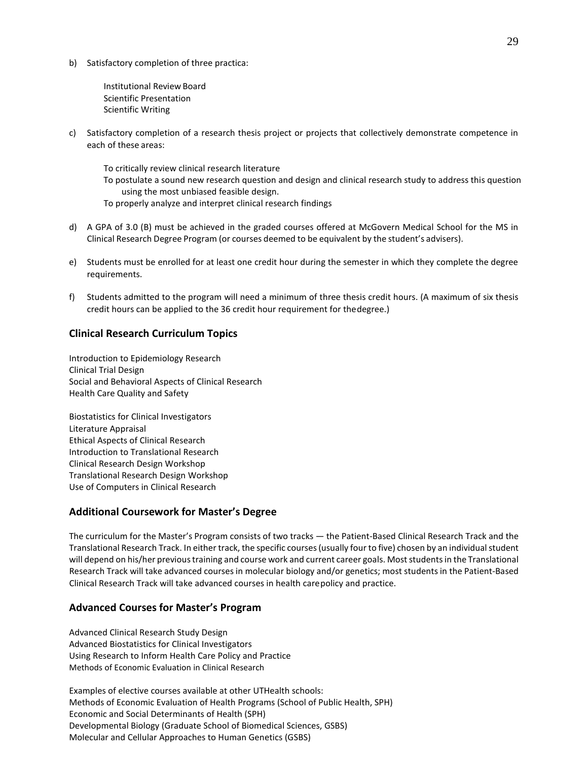b) Satisfactory completion of three practica:

    Institutional Review Board
    Scientific Presentation
    Scientific Writing

c) Satisfactory completion of a research thesis project or projects that collectively demonstrate competence in each of these areas:

    To critically review clinical research literature
    To postulate a sound new research question and design and clinical research study to address this question using the most unbiased feasible design.
    To properly analyze and interpret clinical research findings

d) A GPA of 3.0 (B) must be achieved in the graded courses offered at McGovern Medical School for the MS in Clinical Research Degree Program (or courses deemed to be equivalent by the student's advisers).

e) Students must be enrolled for at least one credit hour during the semester in which they complete the degree requirements.

f) Students admitted to the program will need a minimum of three thesis credit hours. (A maximum of six thesis credit hours can be applied to the 36 credit hour requirement for the degree.)

## Clinical Research Curriculum Topics

Introduction to Epidemiology Research
Clinical Trial Design
Social and Behavioral Aspects of Clinical Research
Health Care Quality and Safety

Biostatistics for Clinical Investigators
Literature Appraisal
Ethical Aspects of Clinical Research
Introduction to Translational Research
Clinical Research Design Workshop
Translational Research Design Workshop
Use of Computers in Clinical Research

## Additional Coursework for Master's Degree

The curriculum for the Master's Program consists of two tracks — the Patient-Based Clinical Research Track and the Translational Research Track. In either track, the specific courses (usually four to five) chosen by an individual student will depend on his/her previous training and course work and current career goals. Most students in the Translational Research Track will take advanced courses in molecular biology and/or genetics; most students in the Patient-Based Clinical Research Track will take advanced courses in health care policy and practice.

## Advanced Courses for Master's Program

Advanced Clinical Research Study Design
Advanced Biostatistics for Clinical Investigators
Using Research to Inform Health Care Policy and Practice
Methods of Economic Evaluation in Clinical Research

Examples of elective courses available at other UTHealth schools:
Methods of Economic Evaluation of Health Programs (School of Public Health, SPH)
Economic and Social Determinants of Health (SPH)
Developmental Biology (Graduate School of Biomedical Sciences, GSBS)
Molecular and Cellular Approaches to Human Genetics (GSBS)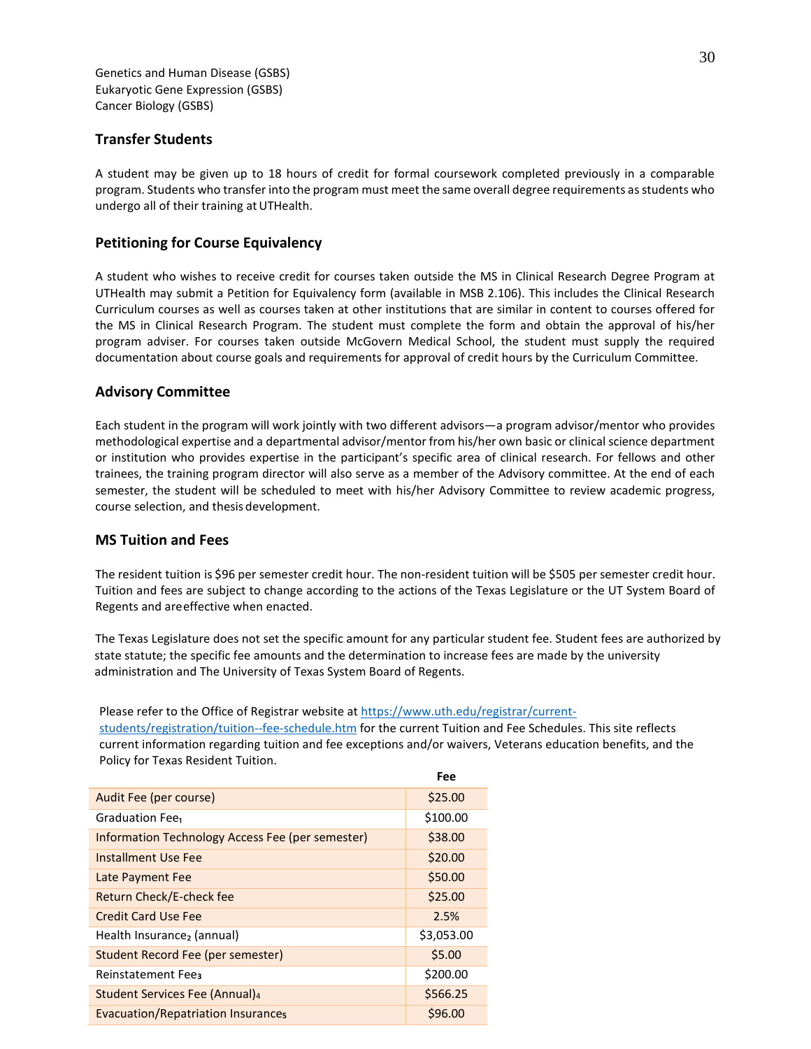Genetics and Human Disease (GSBS)
Eukaryotic Gene Expression (GSBS)
Cancer Biology (GSBS)

### Transfer Students

A student may be given up to 18 hours of credit for formal coursework completed previously in a comparable program. Students who transfer into the program must meet the same overall degree requirements as students who undergo all of their training at UTHealth.

### Petitioning for Course Equivalency

A student who wishes to receive credit for courses taken outside the MS in Clinical Research Degree Program at UTHealth may submit a Petition for Equivalency form (available in MSB 2.106). This includes the Clinical Research Curriculum courses as well as courses taken at other institutions that are similar in content to courses offered for the MS in Clinical Research Program. The student must complete the form and obtain the approval of his/her program adviser. For courses taken outside McGovern Medical School, the student must supply the required documentation about course goals and requirements for approval of credit hours by the Curriculum Committee.

### Advisory Committee

Each student in the program will work jointly with two different advisors—a program advisor/mentor who provides methodological expertise and a departmental advisor/mentor from his/her own basic or clinical science department or institution who provides expertise in the participant's specific area of clinical research. For fellows and other trainees, the training program director will also serve as a member of the Advisory committee. At the end of each semester, the student will be scheduled to meet with his/her Advisory Committee to review academic progress, course selection, and thesis development.

### MS Tuition and Fees

The resident tuition is $96 per semester credit hour. The non-resident tuition will be $505 per semester credit hour. Tuition and fees are subject to change according to the actions of the Texas Legislature or the UT System Board of Regents and are effective when enacted.

The Texas Legislature does not set the specific amount for any particular student fee. Student fees are authorized by state statute; the specific fee amounts and the determination to increase fees are made by the university administration and The University of Texas System Board of Regents.

Please refer to the Office of Registrar website at https://www.uth.edu/registrar/current-students/registration/tuition--fee-schedule.htm for the current Tuition and Fee Schedules. This site reflects current information regarding tuition and fee exceptions and/or waivers, Veterans education benefits, and the Policy for Texas Resident Tuition.

| | Fee |
|---|---|
| Audit Fee (per course) | $25.00 |
| Graduation Fee[1] | $100.00 |
| Information Technology Access Fee (per semester) | $38.00 |
| Installment Use Fee | $20.00 |
| Late Payment Fee | $50.00 |
| Return Check/E-check fee | $25.00 |
| Credit Card Use Fee | 2.5% |
| Health Insurance[2] (annual) | $3,053.00 |
| Student Record Fee (per semester) | $5.00 |
| Reinstatement Fee[3] | $200.00 |
| Student Services Fee (Annual)[4] | $566.25 |
| Evacuation/Repatriation Insurance[5] | $96.00 |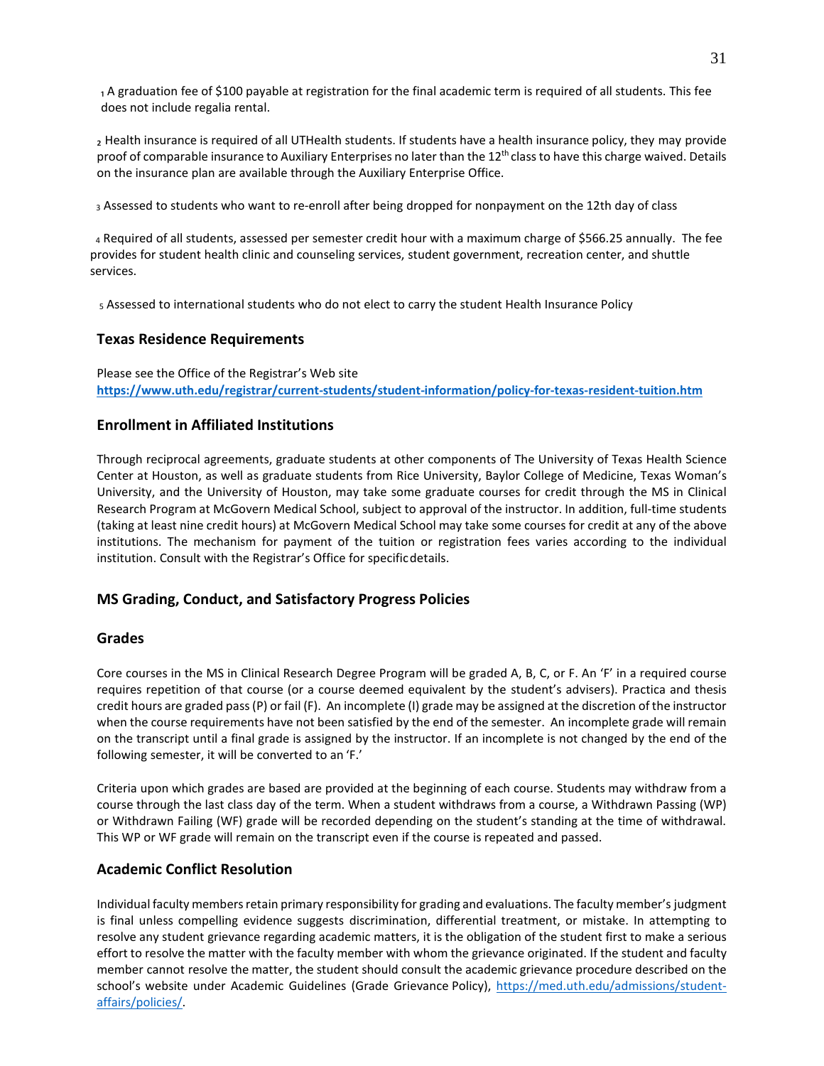[1] A graduation fee of $100 payable at registration for the final academic term is required of all students. This fee does not include regalia rental.

[2] Health insurance is required of all UTHealth students. If students have a health insurance policy, they may provide proof of comparable insurance to Auxiliary Enterprises no later than the 12th class to have this charge waived. Details on the insurance plan are available through the Auxiliary Enterprise Office.

[3] Assessed to students who want to re-enroll after being dropped for nonpayment on the 12th day of class

[4] Required of all students, assessed per semester credit hour with a maximum charge of $566.25 annually. The fee provides for student health clinic and counseling services, student government, recreation center, and shuttle services.

[5] Assessed to international students who do not elect to carry the student Health Insurance Policy

### Texas Residence Requirements

Please see the Office of the Registrar's Web site
**https://www.uth.edu/registrar/current-students/student-information/policy-for-texas-resident-tuition.htm**

### Enrollment in Affiliated Institutions

Through reciprocal agreements, graduate students at other components of The University of Texas Health Science Center at Houston, as well as graduate students from Rice University, Baylor College of Medicine, Texas Woman's University, and the University of Houston, may take some graduate courses for credit through the MS in Clinical Research Program at McGovern Medical School, subject to approval of the instructor. In addition, full-time students (taking at least nine credit hours) at McGovern Medical School may take some courses for credit at any of the above institutions. The mechanism for payment of the tuition or registration fees varies according to the individual institution. Consult with the Registrar's Office for specific details.

## MS Grading, Conduct, and Satisfactory Progress Policies

### Grades

Core courses in the MS in Clinical Research Degree Program will be graded A, B, C, or F. An 'F' in a required course requires repetition of that course (or a course deemed equivalent by the student's advisers). Practica and thesis credit hours are graded pass (P) or fail (F). An incomplete (I) grade may be assigned at the discretion of the instructor when the course requirements have not been satisfied by the end of the semester. An incomplete grade will remain on the transcript until a final grade is assigned by the instructor. If an incomplete is not changed by the end of the following semester, it will be converted to an 'F.'

Criteria upon which grades are based are provided at the beginning of each course. Students may withdraw from a course through the last class day of the term. When a student withdraws from a course, a Withdrawn Passing (WP) or Withdrawn Failing (WF) grade will be recorded depending on the student's standing at the time of withdrawal. This WP or WF grade will remain on the transcript even if the course is repeated and passed.

### Academic Conflict Resolution

Individual faculty members retain primary responsibility for grading and evaluations. The faculty member's judgment is final unless compelling evidence suggests discrimination, differential treatment, or mistake. In attempting to resolve any student grievance regarding academic matters, it is the obligation of the student first to make a serious effort to resolve the matter with the faculty member with whom the grievance originated. If the student and faculty member cannot resolve the matter, the student should consult the academic grievance procedure described on the school's website under Academic Guidelines (Grade Grievance Policy), https://med.uth.edu/admissions/student-affairs/policies/.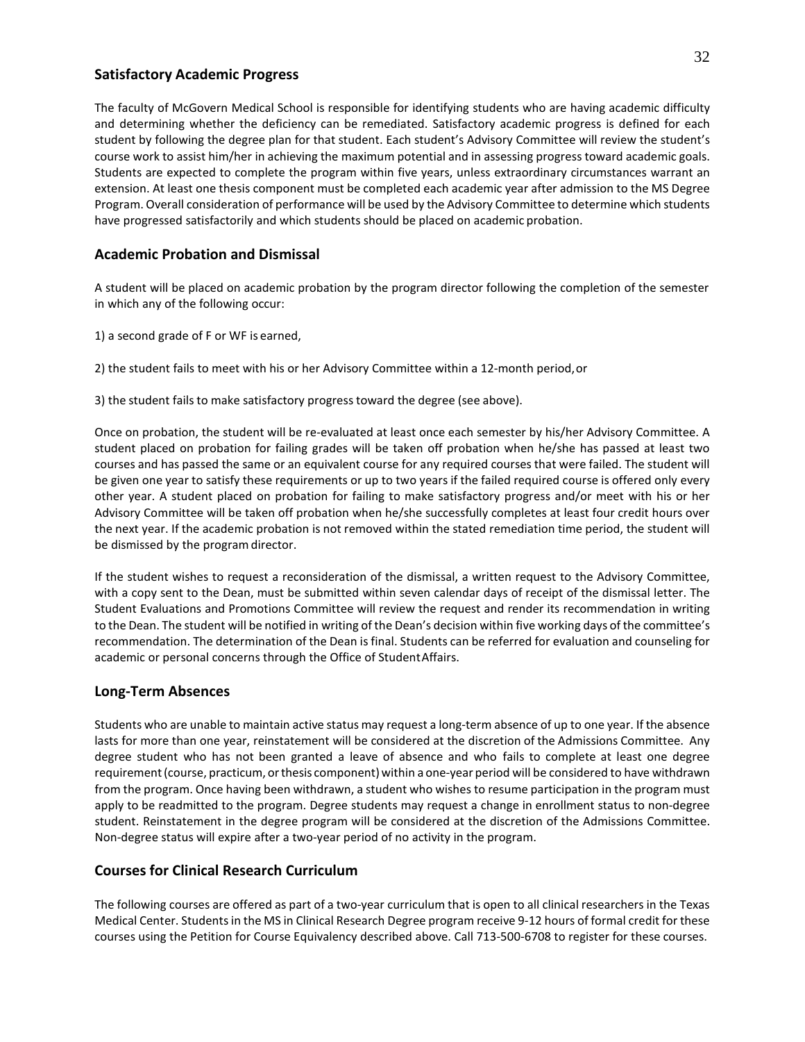## Satisfactory Academic Progress

The faculty of McGovern Medical School is responsible for identifying students who are having academic difficulty and determining whether the deficiency can be remediated. Satisfactory academic progress is defined for each student by following the degree plan for that student. Each student's Advisory Committee will review the student's course work to assist him/her in achieving the maximum potential and in assessing progress toward academic goals. Students are expected to complete the program within five years, unless extraordinary circumstances warrant an extension. At least one thesis component must be completed each academic year after admission to the MS Degree Program. Overall consideration of performance will be used by the Advisory Committee to determine which students have progressed satisfactorily and which students should be placed on academic probation.

## Academic Probation and Dismissal

A student will be placed on academic probation by the program director following the completion of the semester in which any of the following occur:

1) a second grade of F or WF is earned,

2) the student fails to meet with his or her Advisory Committee within a 12-month period, or

3) the student fails to make satisfactory progress toward the degree (see above).

Once on probation, the student will be re-evaluated at least once each semester by his/her Advisory Committee. A student placed on probation for failing grades will be taken off probation when he/she has passed at least two courses and has passed the same or an equivalent course for any required courses that were failed. The student will be given one year to satisfy these requirements or up to two years if the failed required course is offered only every other year. A student placed on probation for failing to make satisfactory progress and/or meet with his or her Advisory Committee will be taken off probation when he/she successfully completes at least four credit hours over the next year. If the academic probation is not removed within the stated remediation time period, the student will be dismissed by the program director.

If the student wishes to request a reconsideration of the dismissal, a written request to the Advisory Committee, with a copy sent to the Dean, must be submitted within seven calendar days of receipt of the dismissal letter. The Student Evaluations and Promotions Committee will review the request and render its recommendation in writing to the Dean. The student will be notified in writing of the Dean's decision within five working days of the committee's recommendation. The determination of the Dean is final. Students can be referred for evaluation and counseling for academic or personal concerns through the Office of Student Affairs.

## Long-Term Absences

Students who are unable to maintain active status may request a long-term absence of up to one year. If the absence lasts for more than one year, reinstatement will be considered at the discretion of the Admissions Committee. Any degree student who has not been granted a leave of absence and who fails to complete at least one degree requirement (course, practicum, or thesis component) within a one-year period will be considered to have withdrawn from the program. Once having been withdrawn, a student who wishes to resume participation in the program must apply to be readmitted to the program. Degree students may request a change in enrollment status to non-degree student. Reinstatement in the degree program will be considered at the discretion of the Admissions Committee. Non-degree status will expire after a two-year period of no activity in the program.

## Courses for Clinical Research Curriculum

The following courses are offered as part of a two-year curriculum that is open to all clinical researchers in the Texas Medical Center. Students in the MS in Clinical Research Degree program receive 9-12 hours of formal credit for these courses using the Petition for Course Equivalency described above. Call 713-500-6708 to register for these courses.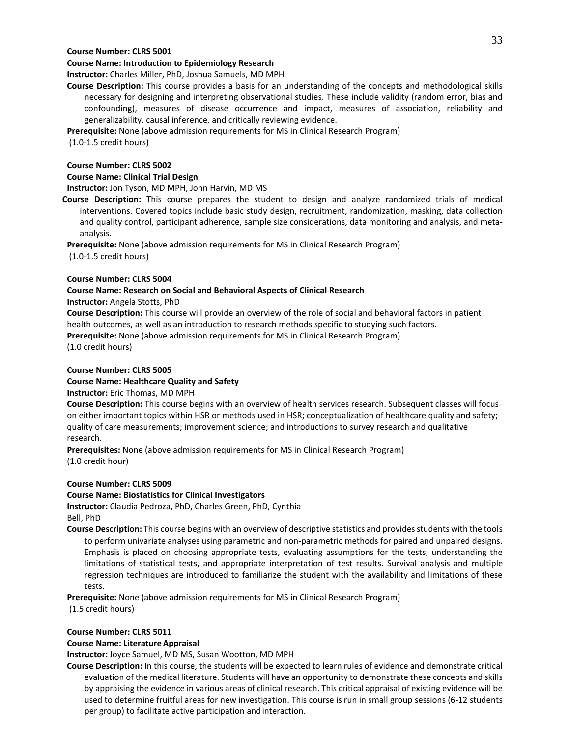**Course Number: CLRS 5001**

**Course Name: Introduction to Epidemiology Research**

**Instructor:** Charles Miller, PhD, Joshua Samuels, MD MPH

**Course Description:** This course provides a basis for an understanding of the concepts and methodological skills necessary for designing and interpreting observational studies. These include validity (random error, bias and confounding), measures of disease occurrence and impact, measures of association, reliability and generalizability, causal inference, and critically reviewing evidence.

**Prerequisite:** None (above admission requirements for MS in Clinical Research Program)

(1.0-1.5 credit hours)

**Course Number: CLRS 5002**

**Course Name: Clinical Trial Design**

**Instructor:** Jon Tyson, MD MPH, John Harvin, MD MS

**Course Description:** This course prepares the student to design and analyze randomized trials of medical interventions. Covered topics include basic study design, recruitment, randomization, masking, data collection and quality control, participant adherence, sample size considerations, data monitoring and analysis, and meta-analysis.

**Prerequisite:** None (above admission requirements for MS in Clinical Research Program)

(1.0-1.5 credit hours)

**Course Number: CLRS 5004**

**Course Name: Research on Social and Behavioral Aspects of Clinical Research**

**Instructor:** Angela Stotts, PhD

**Course Description:** This course will provide an overview of the role of social and behavioral factors in patient health outcomes, as well as an introduction to research methods specific to studying such factors.

**Prerequisite:** None (above admission requirements for MS in Clinical Research Program)

(1.0 credit hours)

**Course Number: CLRS 5005**

**Course Name: Healthcare Quality and Safety**

**Instructor:** Eric Thomas, MD MPH

**Course Description:** This course begins with an overview of health services research. Subsequent classes will focus on either important topics within HSR or methods used in HSR; conceptualization of healthcare quality and safety; quality of care measurements; improvement science; and introductions to survey research and qualitative research.

**Prerequisites:** None (above admission requirements for MS in Clinical Research Program)

(1.0 credit hour)

**Course Number: CLRS 5009**

**Course Name: Biostatistics for Clinical Investigators**

**Instructor:** Claudia Pedroza, PhD, Charles Green, PhD, Cynthia Bell, PhD

**Course Description:** This course begins with an overview of descriptive statistics and provides students with the tools to perform univariate analyses using parametric and non-parametric methods for paired and unpaired designs. Emphasis is placed on choosing appropriate tests, evaluating assumptions for the tests, understanding the limitations of statistical tests, and appropriate interpretation of test results. Survival analysis and multiple regression techniques are introduced to familiarize the student with the availability and limitations of these tests.

**Prerequisite:** None (above admission requirements for MS in Clinical Research Program)

(1.5 credit hours)

**Course Number: CLRS 5011**

**Course Name: Literature Appraisal**

**Instructor:** Joyce Samuel, MD MS, Susan Wootton, MD MPH

**Course Description:** In this course, the students will be expected to learn rules of evidence and demonstrate critical evaluation of the medical literature. Students will have an opportunity to demonstrate these concepts and skills by appraising the evidence in various areas of clinical research. This critical appraisal of existing evidence will be used to determine fruitful areas for new investigation. This course is run in small group sessions (6-12 students per group) to facilitate active participation and interaction.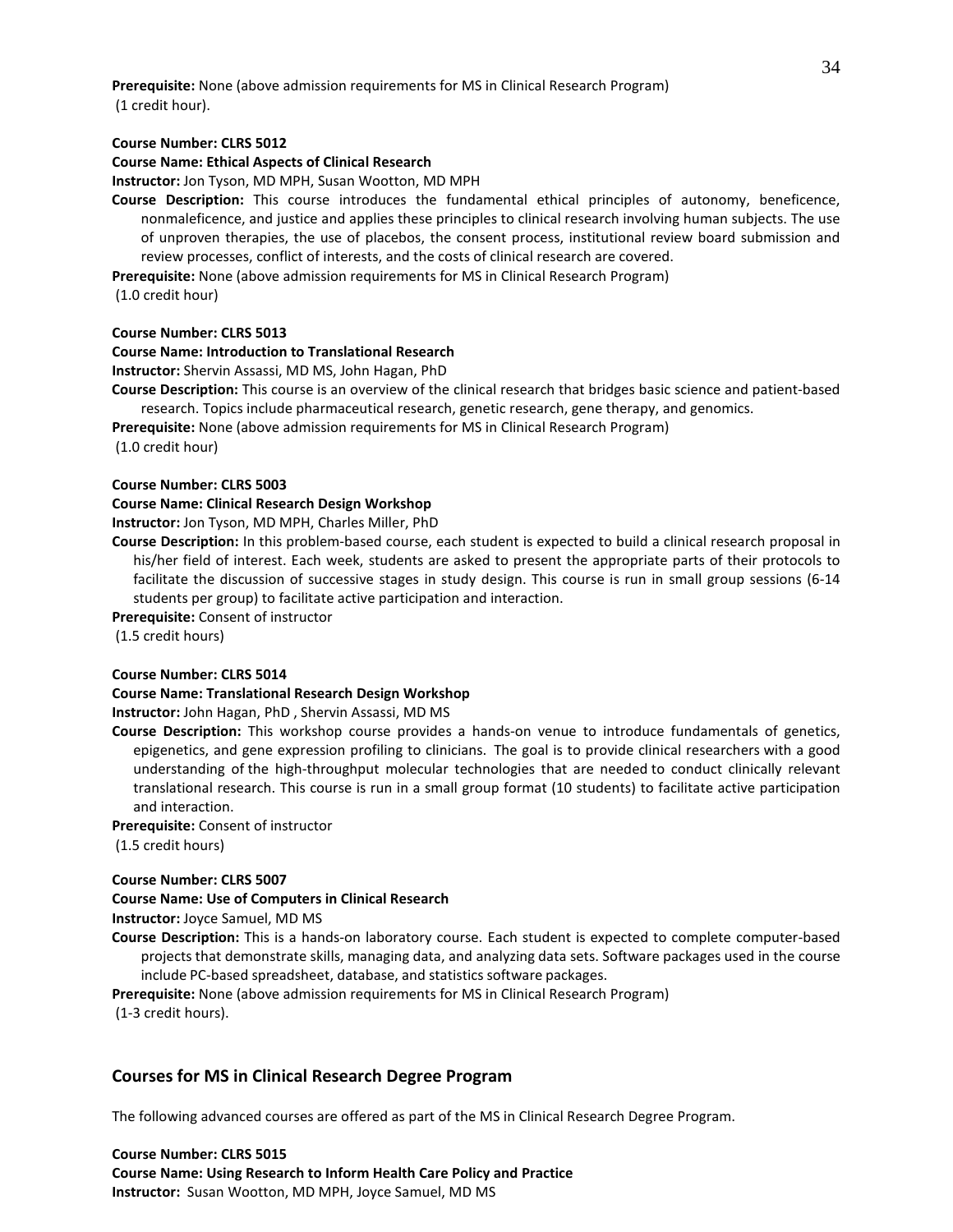**Prerequisite:** None (above admission requirements for MS in Clinical Research Program)
(1 credit hour).

**Course Number: CLRS 5012**
**Course Name: Ethical Aspects of Clinical Research**
**Instructor:** Jon Tyson, MD MPH, Susan Wootton, MD MPH
**Course Description:** This course introduces the fundamental ethical principles of autonomy, beneficence, nonmaleficence, and justice and applies these principles to clinical research involving human subjects. The use of unproven therapies, the use of placebos, the consent process, institutional review board submission and review processes, conflict of interests, and the costs of clinical research are covered.
**Prerequisite:** None (above admission requirements for MS in Clinical Research Program)
(1.0 credit hour)

**Course Number: CLRS 5013**
**Course Name: Introduction to Translational Research**
**Instructor:** Shervin Assassi, MD MS, John Hagan, PhD
**Course Description:** This course is an overview of the clinical research that bridges basic science and patient-based research. Topics include pharmaceutical research, genetic research, gene therapy, and genomics.
**Prerequisite:** None (above admission requirements for MS in Clinical Research Program)
(1.0 credit hour)

**Course Number: CLRS 5003**
**Course Name: Clinical Research Design Workshop**
**Instructor:** Jon Tyson, MD MPH, Charles Miller, PhD
**Course Description:** In this problem-based course, each student is expected to build a clinical research proposal in his/her field of interest. Each week, students are asked to present the appropriate parts of their protocols to facilitate the discussion of successive stages in study design. This course is run in small group sessions (6-14 students per group) to facilitate active participation and interaction.
**Prerequisite:** Consent of instructor
(1.5 credit hours)

**Course Number: CLRS 5014**
**Course Name: Translational Research Design Workshop**
**Instructor:** John Hagan, PhD , Shervin Assassi, MD MS
**Course Description:** This workshop course provides a hands-on venue to introduce fundamentals of genetics, epigenetics, and gene expression profiling to clinicians. The goal is to provide clinical researchers with a good understanding of the high-throughput molecular technologies that are needed to conduct clinically relevant translational research. This course is run in a small group format (10 students) to facilitate active participation and interaction.
**Prerequisite:** Consent of instructor
(1.5 credit hours)

**Course Number: CLRS 5007**
**Course Name: Use of Computers in Clinical Research**
**Instructor:** Joyce Samuel, MD MS
**Course Description:** This is a hands-on laboratory course. Each student is expected to complete computer-based projects that demonstrate skills, managing data, and analyzing data sets. Software packages used in the course include PC-based spreadsheet, database, and statistics software packages.
**Prerequisite:** None (above admission requirements for MS in Clinical Research Program)
(1-3 credit hours).

## Courses for MS in Clinical Research Degree Program

The following advanced courses are offered as part of the MS in Clinical Research Degree Program.

**Course Number: CLRS 5015**
**Course Name: Using Research to Inform Health Care Policy and Practice**
**Instructor:** Susan Wootton, MD MPH, Joyce Samuel, MD MS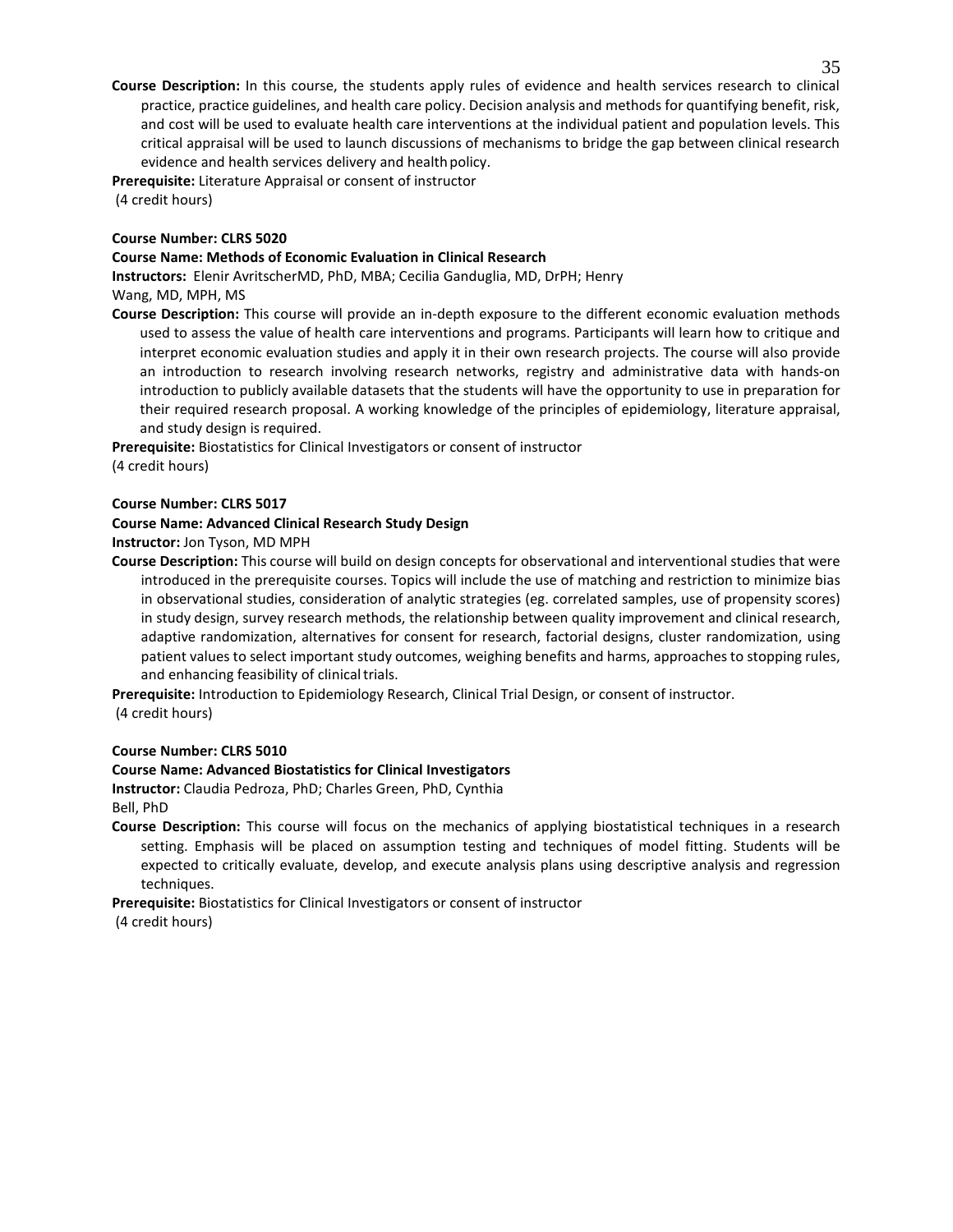**Course Description:** In this course, the students apply rules of evidence and health services research to clinical practice, practice guidelines, and health care policy. Decision analysis and methods for quantifying benefit, risk, and cost will be used to evaluate health care interventions at the individual patient and population levels. This critical appraisal will be used to launch discussions of mechanisms to bridge the gap between clinical research evidence and health services delivery and health policy.

**Prerequisite:** Literature Appraisal or consent of instructor

(4 credit hours)

**Course Number: CLRS 5020**

**Course Name: Methods of Economic Evaluation in Clinical Research**

**Instructors:** Elenir AvritscherMD, PhD, MBA; Cecilia Ganduglia, MD, DrPH; Henry Wang, MD, MPH, MS

**Course Description:** This course will provide an in-depth exposure to the different economic evaluation methods used to assess the value of health care interventions and programs. Participants will learn how to critique and interpret economic evaluation studies and apply it in their own research projects. The course will also provide an introduction to research involving research networks, registry and administrative data with hands-on introduction to publicly available datasets that the students will have the opportunity to use in preparation for their required research proposal. A working knowledge of the principles of epidemiology, literature appraisal, and study design is required.

**Prerequisite:** Biostatistics for Clinical Investigators or consent of instructor

(4 credit hours)

**Course Number: CLRS 5017**

**Course Name: Advanced Clinical Research Study Design**

**Instructor:** Jon Tyson, MD MPH

**Course Description:** This course will build on design concepts for observational and interventional studies that were introduced in the prerequisite courses. Topics will include the use of matching and restriction to minimize bias in observational studies, consideration of analytic strategies (eg. correlated samples, use of propensity scores) in study design, survey research methods, the relationship between quality improvement and clinical research, adaptive randomization, alternatives for consent for research, factorial designs, cluster randomization, using patient values to select important study outcomes, weighing benefits and harms, approaches to stopping rules, and enhancing feasibility of clinical trials.

**Prerequisite:** Introduction to Epidemiology Research, Clinical Trial Design, or consent of instructor.

(4 credit hours)

**Course Number: CLRS 5010**

**Course Name: Advanced Biostatistics for Clinical Investigators**

**Instructor:** Claudia Pedroza, PhD; Charles Green, PhD, Cynthia Bell, PhD

**Course Description:** This course will focus on the mechanics of applying biostatistical techniques in a research setting. Emphasis will be placed on assumption testing and techniques of model fitting. Students will be expected to critically evaluate, develop, and execute analysis plans using descriptive analysis and regression techniques.

**Prerequisite:** Biostatistics for Clinical Investigators or consent of instructor

(4 credit hours)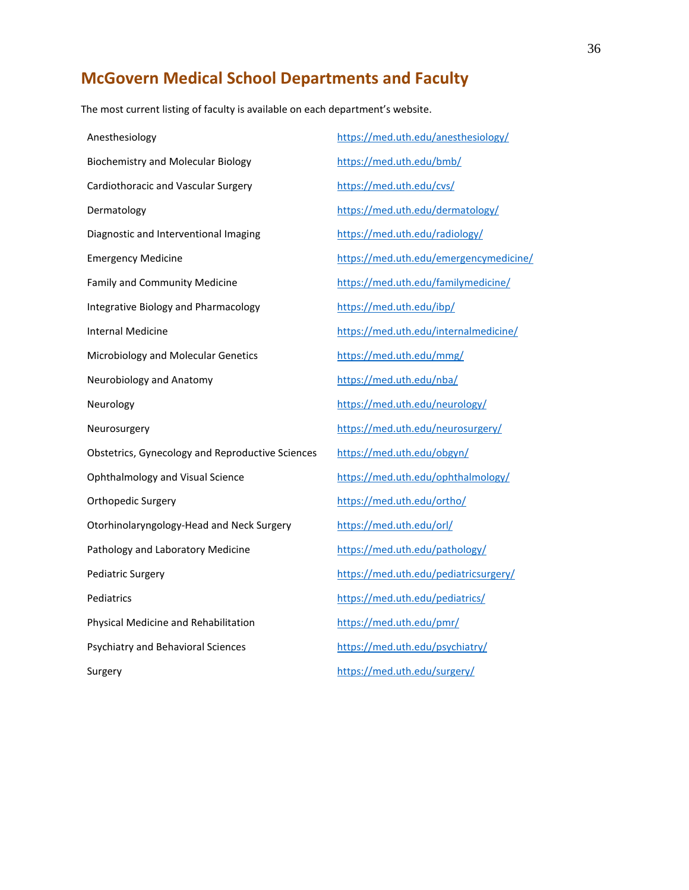## McGovern Medical School Departments and Faculty

The most current listing of faculty is available on each department's website.

| | |
|---|---|
| Anesthesiology | https://med.uth.edu/anesthesiology/ |
| Biochemistry and Molecular Biology | https://med.uth.edu/bmb/ |
| Cardiothoracic and Vascular Surgery | https://med.uth.edu/cvs/ |
| Dermatology | https://med.uth.edu/dermatology/ |
| Diagnostic and Interventional Imaging | https://med.uth.edu/radiology/ |
| Emergency Medicine | https://med.uth.edu/emergencymedicine/ |
| Family and Community Medicine | https://med.uth.edu/familymedicine/ |
| Integrative Biology and Pharmacology | https://med.uth.edu/ibp/ |
| Internal Medicine | https://med.uth.edu/internalmedicine/ |
| Microbiology and Molecular Genetics | https://med.uth.edu/mmg/ |
| Neurobiology and Anatomy | https://med.uth.edu/nba/ |
| Neurology | https://med.uth.edu/neurology/ |
| Neurosurgery | https://med.uth.edu/neurosurgery/ |
| Obstetrics, Gynecology and Reproductive Sciences | https://med.uth.edu/obgyn/ |
| Ophthalmology and Visual Science | https://med.uth.edu/ophthalmology/ |
| Orthopedic Surgery | https://med.uth.edu/ortho/ |
| Otorhinolaryngology-Head and Neck Surgery | https://med.uth.edu/orl/ |
| Pathology and Laboratory Medicine | https://med.uth.edu/pathology/ |
| Pediatric Surgery | https://med.uth.edu/pediatricsurgery/ |
| Pediatrics | https://med.uth.edu/pediatrics/ |
| Physical Medicine and Rehabilitation | https://med.uth.edu/pmr/ |
| Psychiatry and Behavioral Sciences | https://med.uth.edu/psychiatry/ |
| Surgery | https://med.uth.edu/surgery/ |